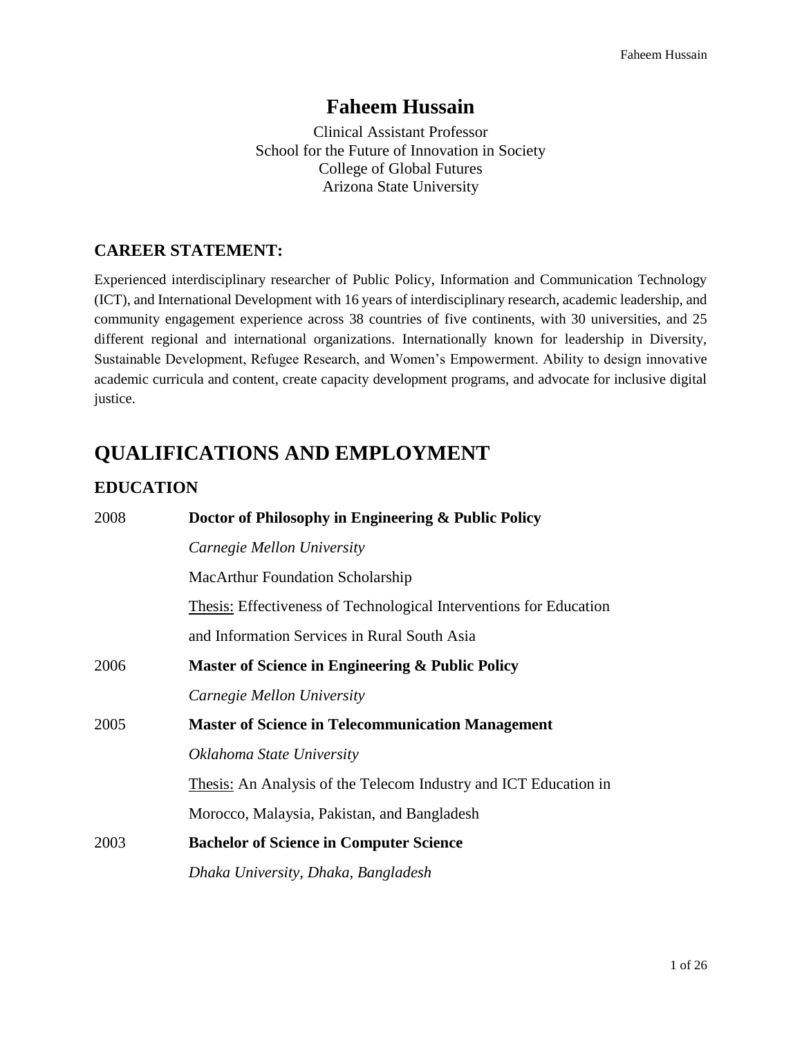# Faheem Hussain

Clinical Assistant Professor
School for the Future of Innovation in Society
College of Global Futures
Arizona State University

### CAREER STATEMENT:

Experienced interdisciplinary researcher of Public Policy, Information and Communication Technology (ICT), and International Development with 16 years of interdisciplinary research, academic leadership, and community engagement experience across 38 countries of five continents, with 30 universities, and 25 different regional and international organizations. Internationally known for leadership in Diversity, Sustainable Development, Refugee Research, and Women's Empowerment. Ability to design innovative academic curricula and content, create capacity development programs, and advocate for inclusive digital justice.

## QUALIFICATIONS AND EMPLOYMENT

### EDUCATION

2008 **Doctor of Philosophy in Engineering & Public Policy**

*Carnegie Mellon University*

MacArthur Foundation Scholarship

Thesis: Effectiveness of Technological Interventions for Education and Information Services in Rural South Asia

2006 **Master of Science in Engineering & Public Policy**

*Carnegie Mellon University*

2005 **Master of Science in Telecommunication Management**

*Oklahoma State University*

Thesis: An Analysis of the Telecom Industry and ICT Education in Morocco, Malaysia, Pakistan, and Bangladesh

2003 **Bachelor of Science in Computer Science**

*Dhaka University, Dhaka, Bangladesh*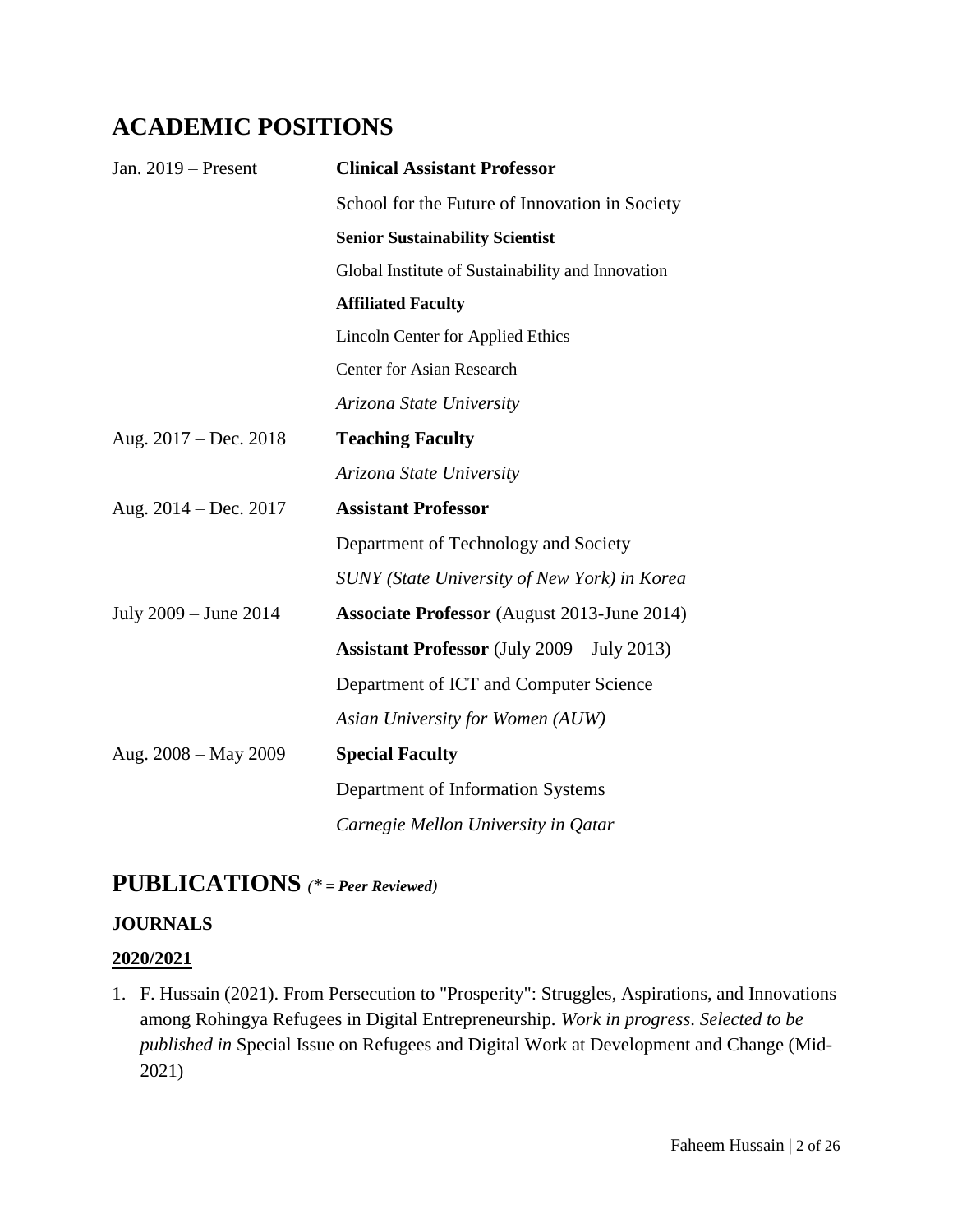# ACADEMIC POSITIONS

| | |
|---|---|
| Jan. 2019 – Present | **Clinical Assistant Professor** |
| | School for the Future of Innovation in Society |
| | **Senior Sustainability Scientist** |
| | Global Institute of Sustainability and Innovation |
| | **Affiliated Faculty** |
| | Lincoln Center for Applied Ethics |
| | Center for Asian Research |
| | *Arizona State University* |
| Aug. 2017 – Dec. 2018 | **Teaching Faculty** |
| | *Arizona State University* |
| Aug. 2014 – Dec. 2017 | **Assistant Professor** |
| | Department of Technology and Society |
| | *SUNY (State University of New York) in Korea* |
| July 2009 – June 2014 | **Associate Professor** (August 2013-June 2014) |
| | **Assistant Professor** (July 2009 – July 2013) |
| | Department of ICT and Computer Science |
| | *Asian University for Women (AUW)* |
| Aug. 2008 – May 2009 | **Special Faculty** |
| | Department of Information Systems |
| | *Carnegie Mellon University in Qatar* |

# PUBLICATIONS *(* = Peer Reviewed)*

### JOURNALS

**<u>2020/2021</u>**

1. F. Hussain (2021). From Persecution to "Prosperity": Struggles, Aspirations, and Innovations among Rohingya Refugees in Digital Entrepreneurship. *Work in progress*. *Selected to be published in* Special Issue on Refugees and Digital Work at Development and Change (Mid-2021)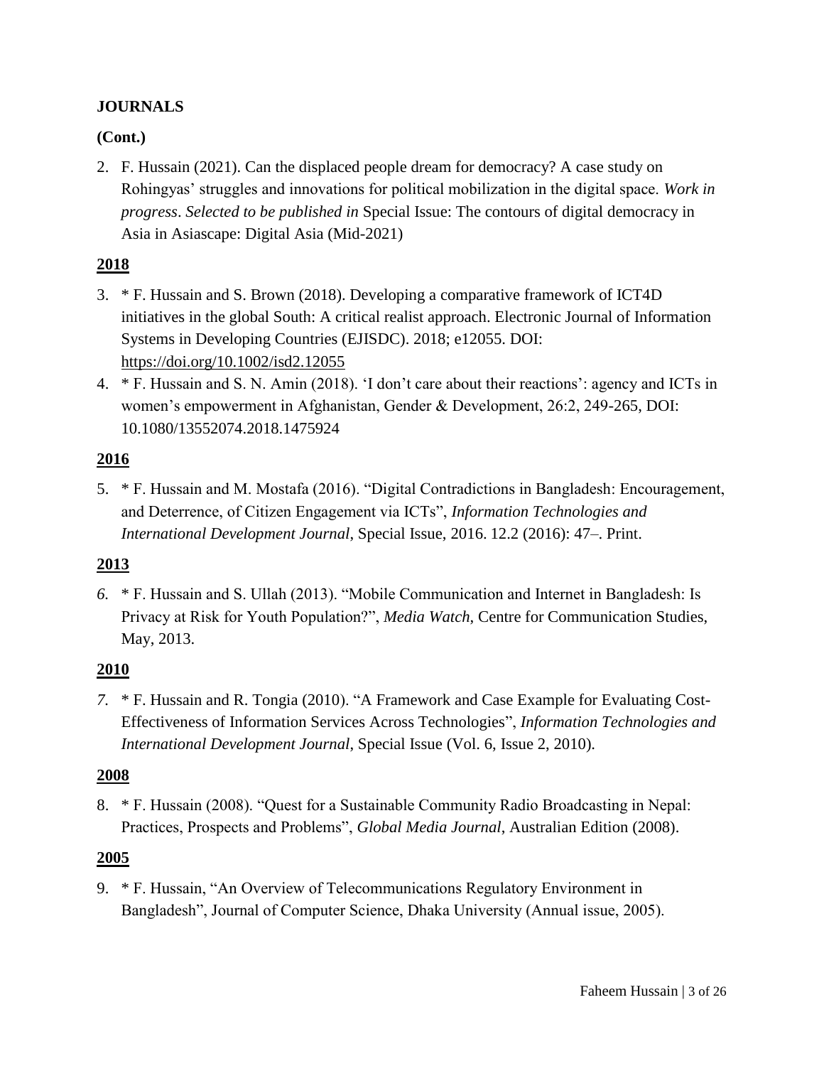**JOURNALS**

**(Cont.)**

2. F. Hussain (2021). Can the displaced people dream for democracy? A case study on Rohingyas' struggles and innovations for political mobilization in the digital space. *Work in progress*. *Selected to be published in* Special Issue: The contours of digital democracy in Asia in Asiascape: Digital Asia (Mid-2021)

**2018**

3. * F. Hussain and S. Brown (2018). Developing a comparative framework of ICT4D initiatives in the global South: A critical realist approach. Electronic Journal of Information Systems in Developing Countries (EJISDC). 2018; e12055. DOI: https://doi.org/10.1002/isd2.12055
4. * F. Hussain and S. N. Amin (2018). 'I don't care about their reactions': agency and ICTs in women's empowerment in Afghanistan, Gender & Development, 26:2, 249-265, DOI: 10.1080/13552074.2018.1475924

**2016**

5. * F. Hussain and M. Mostafa (2016). "Digital Contradictions in Bangladesh: Encouragement, and Deterrence, of Citizen Engagement via ICTs", *Information Technologies and International Development Journal*, Special Issue, 2016. 12.2 (2016): 47–. Print.

**2013**

6. * F. Hussain and S. Ullah (2013). "Mobile Communication and Internet in Bangladesh: Is Privacy at Risk for Youth Population?", *Media Watch*, Centre for Communication Studies, May, 2013.

**2010**

7. * F. Hussain and R. Tongia (2010). "A Framework and Case Example for Evaluating Cost-Effectiveness of Information Services Across Technologies", *Information Technologies and International Development Journal*, Special Issue (Vol. 6, Issue 2, 2010).

**2008**

8. * F. Hussain (2008). "Quest for a Sustainable Community Radio Broadcasting in Nepal: Practices, Prospects and Problems", *Global Media Journal*, Australian Edition (2008).

**2005**

9. * F. Hussain, "An Overview of Telecommunications Regulatory Environment in Bangladesh", Journal of Computer Science, Dhaka University (Annual issue, 2005).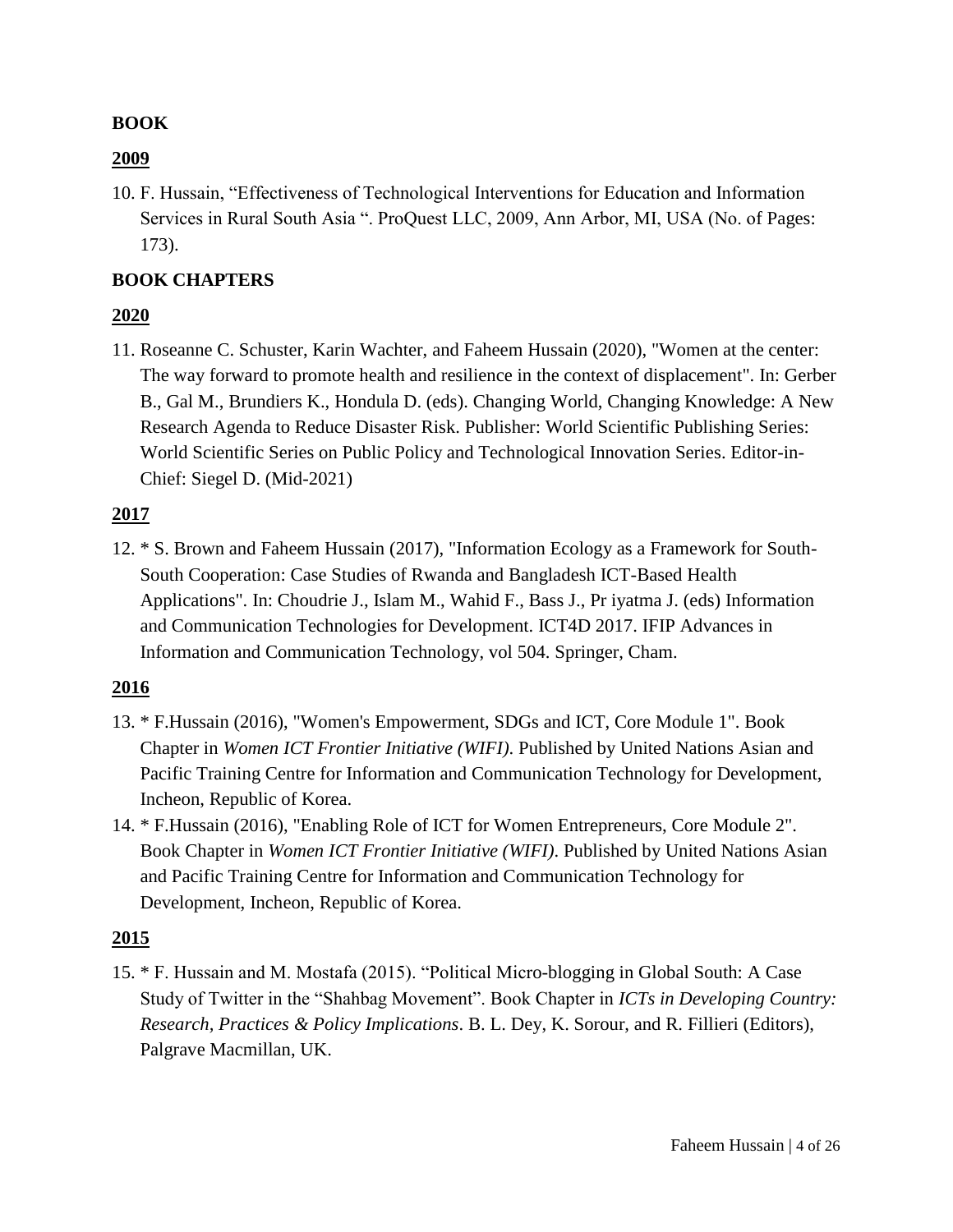**BOOK**

**2009**

10. F. Hussain, "Effectiveness of Technological Interventions for Education and Information Services in Rural South Asia ". ProQuest LLC, 2009, Ann Arbor, MI, USA (No. of Pages: 173).

**BOOK CHAPTERS**

**2020**

11. Roseanne C. Schuster, Karin Wachter, and Faheem Hussain (2020), "Women at the center: The way forward to promote health and resilience in the context of displacement". In: Gerber B., Gal M., Brundiers K., Hondula D. (eds). Changing World, Changing Knowledge: A New Research Agenda to Reduce Disaster Risk. Publisher: World Scientific Publishing Series: World Scientific Series on Public Policy and Technological Innovation Series. Editor-in-Chief: Siegel D. (Mid-2021)

**2017**

12. * S. Brown and Faheem Hussain (2017), "Information Ecology as a Framework for South-South Cooperation: Case Studies of Rwanda and Bangladesh ICT-Based Health Applications". In: Choudrie J., Islam M., Wahid F., Bass J., Pr iyatma J. (eds) Information and Communication Technologies for Development. ICT4D 2017. IFIP Advances in Information and Communication Technology, vol 504. Springer, Cham.

**2016**

13. * F.Hussain (2016), "Women's Empowerment, SDGs and ICT, Core Module 1". Book Chapter in *Women ICT Frontier Initiative (WIFI)*. Published by United Nations Asian and Pacific Training Centre for Information and Communication Technology for Development, Incheon, Republic of Korea.
14. * F.Hussain (2016), "Enabling Role of ICT for Women Entrepreneurs, Core Module 2". Book Chapter in *Women ICT Frontier Initiative (WIFI)*. Published by United Nations Asian and Pacific Training Centre for Information and Communication Technology for Development, Incheon, Republic of Korea.

**2015**

15. * F. Hussain and M. Mostafa (2015). "Political Micro-blogging in Global South: A Case Study of Twitter in the "Shahbag Movement". Book Chapter in *ICTs in Developing Country: Research, Practices & Policy Implications*. B. L. Dey, K. Sorour, and R. Fillieri (Editors), Palgrave Macmillan, UK.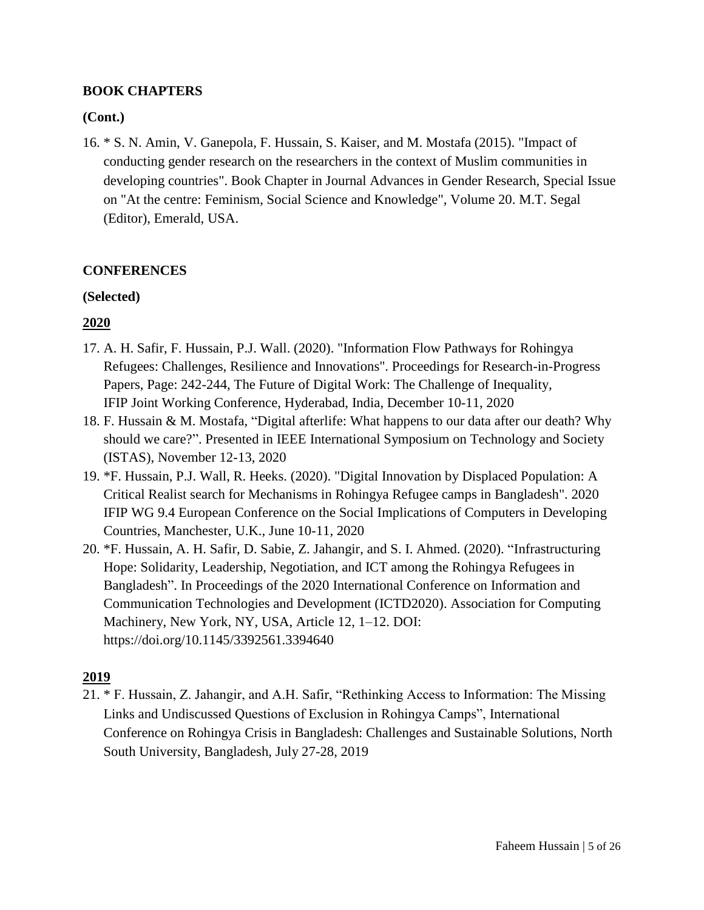## BOOK CHAPTERS

**(Cont.)**

16. * S. N. Amin, V. Ganepola, F. Hussain, S. Kaiser, and M. Mostafa (2015). "Impact of conducting gender research on the researchers in the context of Muslim communities in developing countries". Book Chapter in Journal Advances in Gender Research, Special Issue on "At the centre: Feminism, Social Science and Knowledge", Volume 20. M.T. Segal (Editor), Emerald, USA.

## CONFERENCES

**(Selected)**

### 2020

17. A. H. Safir, F. Hussain, P.J. Wall. (2020). "Information Flow Pathways for Rohingya Refugees: Challenges, Resilience and Innovations". Proceedings for Research-in-Progress Papers, Page: 242-244, The Future of Digital Work: The Challenge of Inequality, IFIP Joint Working Conference, Hyderabad, India, December 10-11, 2020
18. F. Hussain & M. Mostafa, "Digital afterlife: What happens to our data after our death? Why should we care?". Presented in IEEE International Symposium on Technology and Society (ISTAS), November 12-13, 2020
19. *F. Hussain, P.J. Wall, R. Heeks. (2020). "Digital Innovation by Displaced Population: A Critical Realist search for Mechanisms in Rohingya Refugee camps in Bangladesh". 2020 IFIP WG 9.4 European Conference on the Social Implications of Computers in Developing Countries, Manchester, U.K., June 10-11, 2020
20. *F. Hussain, A. H. Safir, D. Sabie, Z. Jahangir, and S. I. Ahmed. (2020). "Infrastructuring Hope: Solidarity, Leadership, Negotiation, and ICT among the Rohingya Refugees in Bangladesh". In Proceedings of the 2020 International Conference on Information and Communication Technologies and Development (ICTD2020). Association for Computing Machinery, New York, NY, USA, Article 12, 1–12. DOI: https://doi.org/10.1145/3392561.3394640

### 2019

21. * F. Hussain, Z. Jahangir, and A.H. Safir, "Rethinking Access to Information: The Missing Links and Undiscussed Questions of Exclusion in Rohingya Camps", International Conference on Rohingya Crisis in Bangladesh: Challenges and Sustainable Solutions, North South University, Bangladesh, July 27-28, 2019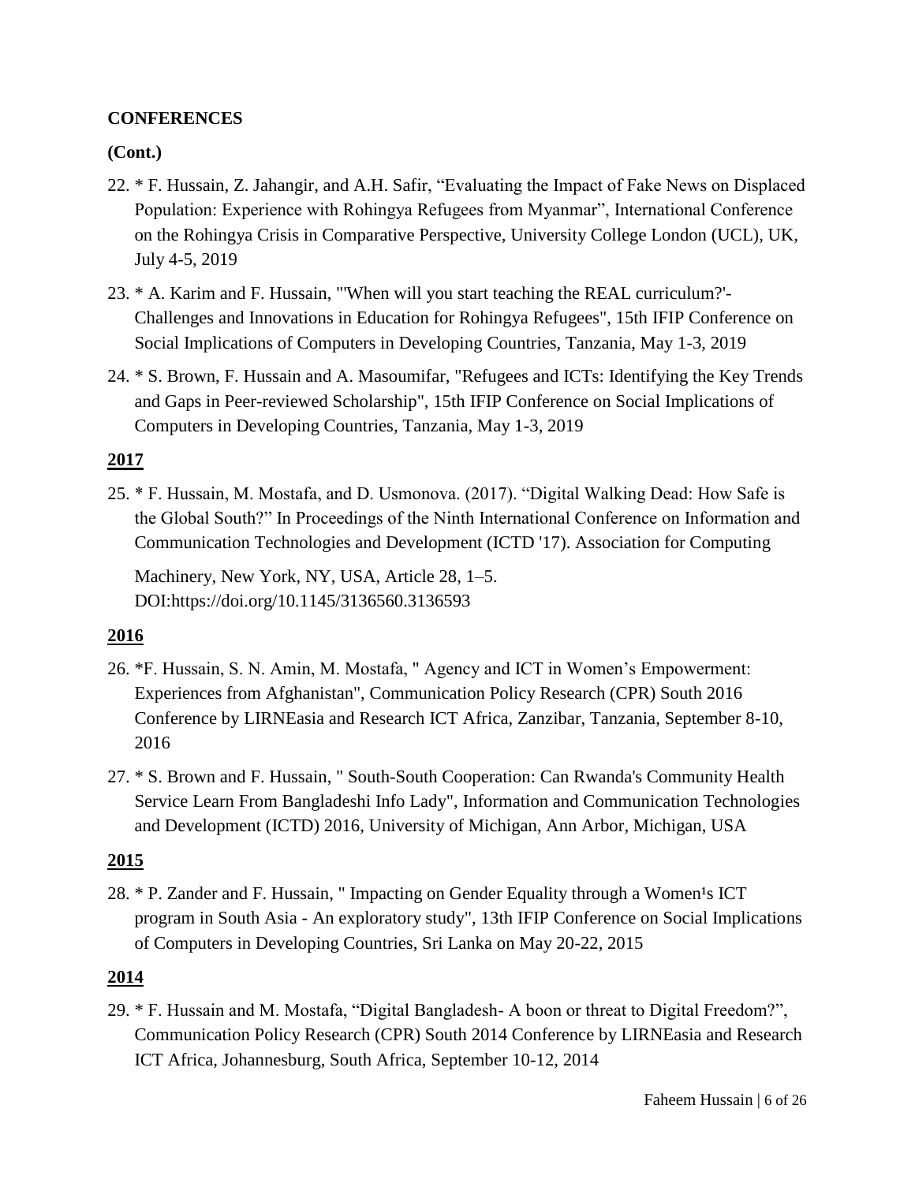**CONFERENCES**

**(Cont.)**

22. * F. Hussain, Z. Jahangir, and A.H. Safir, “Evaluating the Impact of Fake News on Displaced Population: Experience with Rohingya Refugees from Myanmar”, International Conference on the Rohingya Crisis in Comparative Perspective, University College London (UCL), UK, July 4-5, 2019

23. * A. Karim and F. Hussain, "'When will you start teaching the REAL curriculum?'- Challenges and Innovations in Education for Rohingya Refugees", 15th IFIP Conference on Social Implications of Computers in Developing Countries, Tanzania, May 1-3, 2019

24. * S. Brown, F. Hussain and A. Masoumifar, "Refugees and ICTs: Identifying the Key Trends and Gaps in Peer-reviewed Scholarship", 15th IFIP Conference on Social Implications of Computers in Developing Countries, Tanzania, May 1-3, 2019

**2017**

25. * F. Hussain, M. Mostafa, and D. Usmonova. (2017). “Digital Walking Dead: How Safe is the Global South?” In Proceedings of the Ninth International Conference on Information and Communication Technologies and Development (ICTD '17). Association for Computing Machinery, New York, NY, USA, Article 28, 1–5. DOI:https://doi.org/10.1145/3136560.3136593

**2016**

26. *F. Hussain, S. N. Amin, M. Mostafa, " Agency and ICT in Women’s Empowerment: Experiences from Afghanistan", Communication Policy Research (CPR) South 2016 Conference by LIRNEasia and Research ICT Africa, Zanzibar, Tanzania, September 8-10, 2016

27. * S. Brown and F. Hussain, " South-South Cooperation: Can Rwanda's Community Health Service Learn From Bangladeshi Info Lady", Information and Communication Technologies and Development (ICTD) 2016, University of Michigan, Ann Arbor, Michigan, USA

**2015**

28. * P. Zander and F. Hussain, " Impacting on Gender Equality through a Women¹s ICT program in South Asia - An exploratory study", 13th IFIP Conference on Social Implications of Computers in Developing Countries, Sri Lanka on May 20-22, 2015

**2014**

29. * F. Hussain and M. Mostafa, “Digital Bangladesh- A boon or threat to Digital Freedom?”, Communication Policy Research (CPR) South 2014 Conference by LIRNEasia and Research ICT Africa, Johannesburg, South Africa, September 10-12, 2014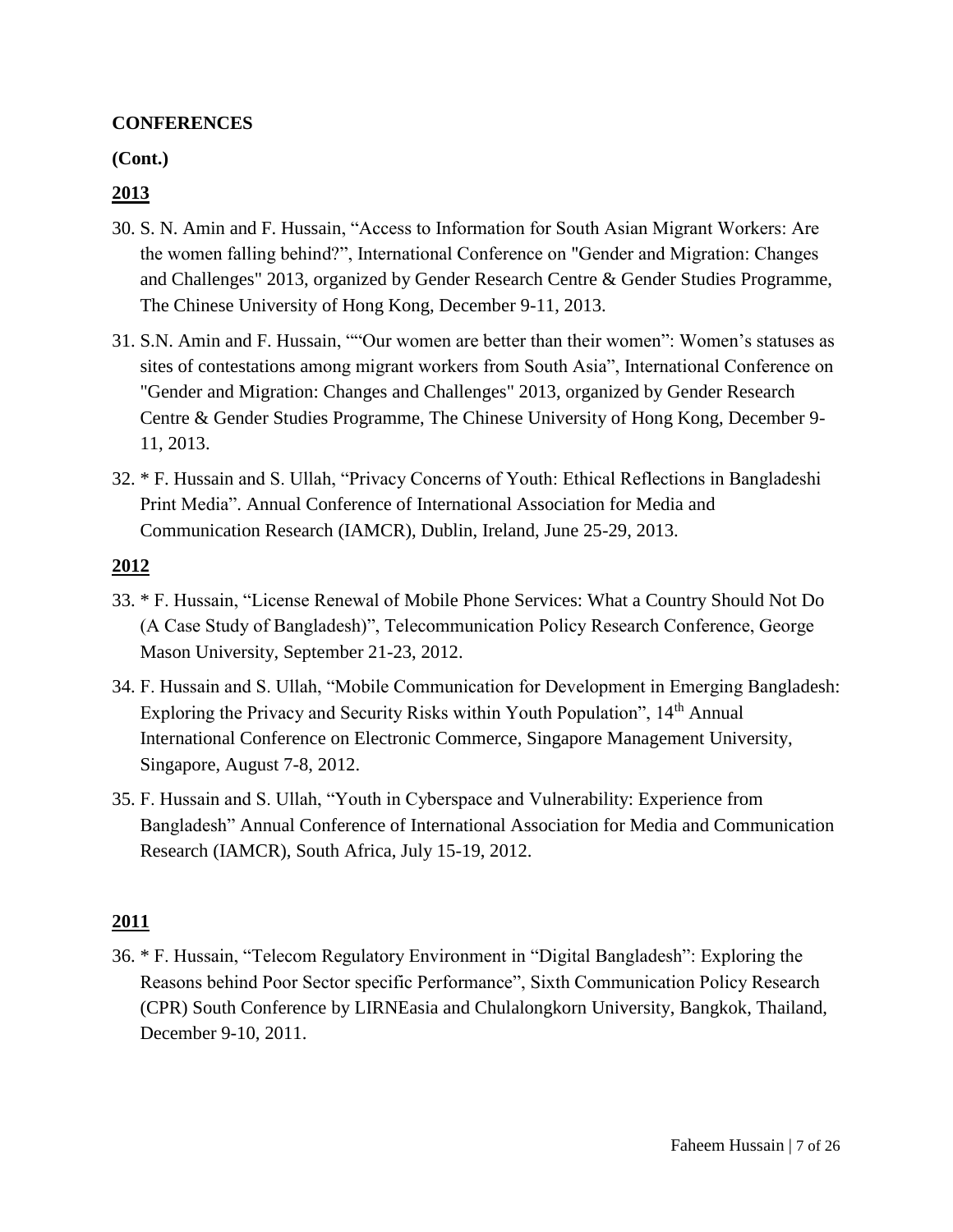**CONFERENCES**

**(Cont.)**

## 2013

30. S. N. Amin and F. Hussain, “Access to Information for South Asian Migrant Workers: Are the women falling behind?”, International Conference on "Gender and Migration: Changes and Challenges" 2013, organized by Gender Research Centre & Gender Studies Programme, The Chinese University of Hong Kong, December 9-11, 2013.
31. S.N. Amin and F. Hussain, ““Our women are better than their women”: Women’s statuses as sites of contestations among migrant workers from South Asia”, International Conference on "Gender and Migration: Changes and Challenges" 2013, organized by Gender Research Centre & Gender Studies Programme, The Chinese University of Hong Kong, December 9-11, 2013.
32. * F. Hussain and S. Ullah, “Privacy Concerns of Youth: Ethical Reflections in Bangladeshi Print Media”. Annual Conference of International Association for Media and Communication Research (IAMCR), Dublin, Ireland, June 25-29, 2013.

## 2012

33. * F. Hussain, “License Renewal of Mobile Phone Services: What a Country Should Not Do (A Case Study of Bangladesh)”, Telecommunication Policy Research Conference, George Mason University, September 21-23, 2012.
34. F. Hussain and S. Ullah, “Mobile Communication for Development in Emerging Bangladesh: Exploring the Privacy and Security Risks within Youth Population”, 14th Annual International Conference on Electronic Commerce, Singapore Management University, Singapore, August 7-8, 2012.
35. F. Hussain and S. Ullah, “Youth in Cyberspace and Vulnerability: Experience from Bangladesh” Annual Conference of International Association for Media and Communication Research (IAMCR), South Africa, July 15-19, 2012.

## 2011

36. * F. Hussain, “Telecom Regulatory Environment in “Digital Bangladesh”: Exploring the Reasons behind Poor Sector specific Performance”, Sixth Communication Policy Research (CPR) South Conference by LIRNEasia and Chulalongkorn University, Bangkok, Thailand, December 9-10, 2011.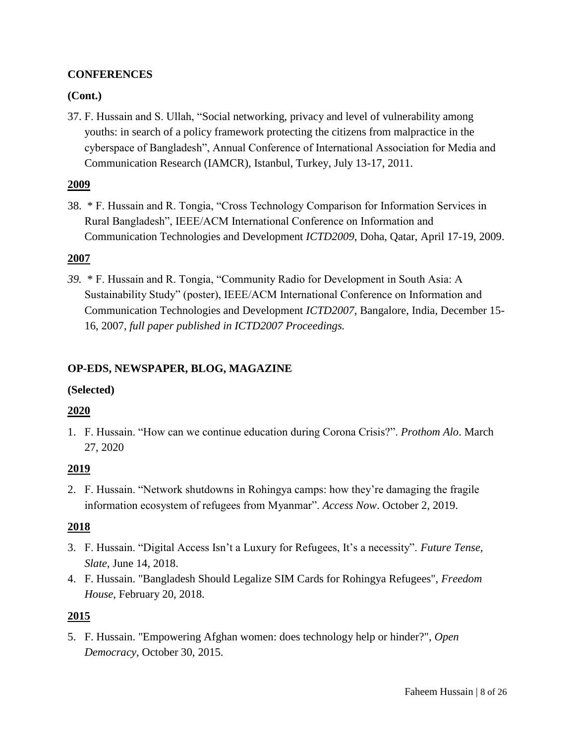**CONFERENCES**

**(Cont.)**

37. F. Hussain and S. Ullah, "Social networking, privacy and level of vulnerability among youths: in search of a policy framework protecting the citizens from malpractice in the cyberspace of Bangladesh", Annual Conference of International Association for Media and Communication Research (IAMCR), Istanbul, Turkey, July 13-17, 2011.

**2009**

38. * F. Hussain and R. Tongia, "Cross Technology Comparison for Information Services in Rural Bangladesh", IEEE/ACM International Conference on Information and Communication Technologies and Development *ICTD2009*, Doha, Qatar, April 17-19, 2009.

**2007**

39. * F. Hussain and R. Tongia, "Community Radio for Development in South Asia: A Sustainability Study" (poster), IEEE/ACM International Conference on Information and Communication Technologies and Development *ICTD2007*, Bangalore, India, December 15-16, 2007, *full paper published in ICTD2007 Proceedings.*

**OP-EDS, NEWSPAPER, BLOG, MAGAZINE**

**(Selected)**

**2020**

1. F. Hussain. "How can we continue education during Corona Crisis?". *Prothom Alo*. March 27, 2020

**2019**

2. F. Hussain. "Network shutdowns in Rohingya camps: how they're damaging the fragile information ecosystem of refugees from Myanmar". *Access Now*. October 2, 2019.

**2018**

3. F. Hussain. "Digital Access Isn't a Luxury for Refugees, It's a necessity". *Future Tense, Slate*, June 14, 2018.
4. F. Hussain. "Bangladesh Should Legalize SIM Cards for Rohingya Refugees", *Freedom House*, February 20, 2018.

**2015**

5. F. Hussain. "Empowering Afghan women: does technology help or hinder?", *Open Democracy*, October 30, 2015.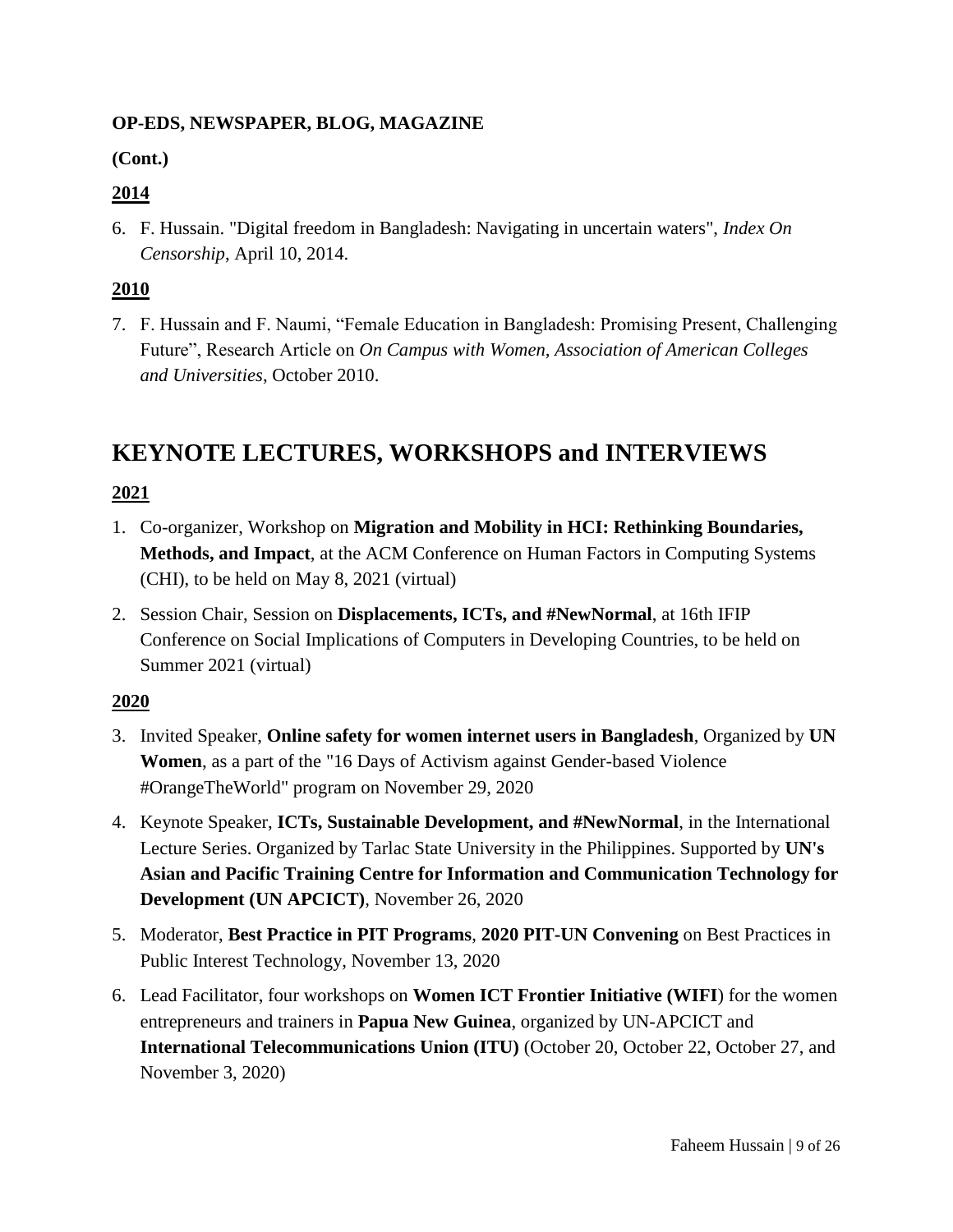**OP-EDS, NEWSPAPER, BLOG, MAGAZINE**

**(Cont.)**

**2014**

6. F. Hussain. "Digital freedom in Bangladesh: Navigating in uncertain waters", *Index On Censorship*, April 10, 2014.

**2010**

7. F. Hussain and F. Naumi, "Female Education in Bangladesh: Promising Present, Challenging Future", Research Article on *On Campus with Women, Association of American Colleges and Universities*, October 2010.

# KEYNOTE LECTURES, WORKSHOPS and INTERVIEWS

**2021**

1. Co-organizer, Workshop on **Migration and Mobility in HCI: Rethinking Boundaries, Methods, and Impact**, at the ACM Conference on Human Factors in Computing Systems (CHI), to be held on May 8, 2021 (virtual)
2. Session Chair, Session on **Displacements, ICTs, and #NewNormal**, at 16th IFIP Conference on Social Implications of Computers in Developing Countries, to be held on Summer 2021 (virtual)

**2020**

3. Invited Speaker, **Online safety for women internet users in Bangladesh**, Organized by **UN Women**, as a part of the "16 Days of Activism against Gender-based Violence #OrangeTheWorld" program on November 29, 2020
4. Keynote Speaker, **ICTs, Sustainable Development, and #NewNormal**, in the International Lecture Series. Organized by Tarlac State University in the Philippines. Supported by **UN's Asian and Pacific Training Centre for Information and Communication Technology for Development (UN APCICT)**, November 26, 2020
5. Moderator, **Best Practice in PIT Programs**, **2020 PIT-UN Convening** on Best Practices in Public Interest Technology, November 13, 2020
6. Lead Facilitator, four workshops on **Women ICT Frontier Initiative (WIFI**) for the women entrepreneurs and trainers in **Papua New Guinea**, organized by UN-APCICT and **International Telecommunications Union (ITU)** (October 20, October 22, October 27, and November 3, 2020)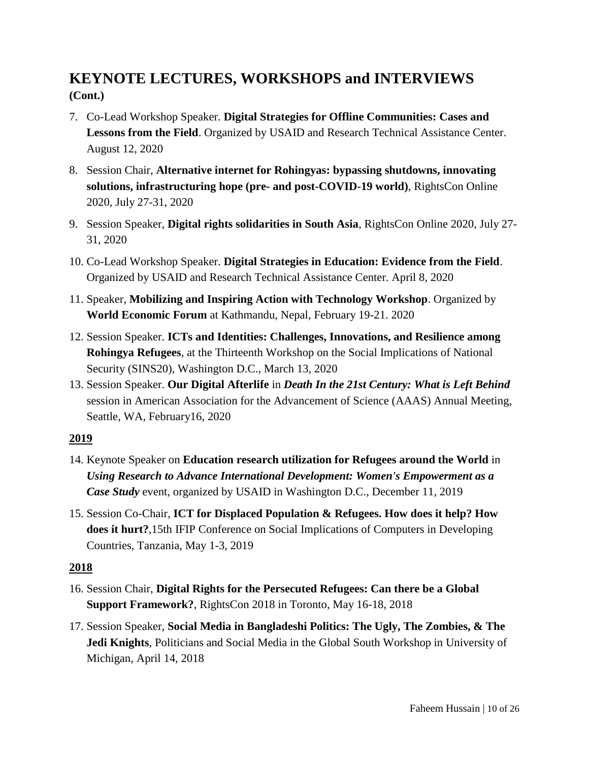## KEYNOTE LECTURES, WORKSHOPS and INTERVIEWS

**(Cont.)**

7. Co-Lead Workshop Speaker. **Digital Strategies for Offline Communities: Cases and Lessons from the Field**. Organized by USAID and Research Technical Assistance Center. August 12, 2020
8. Session Chair, **Alternative internet for Rohingyas: bypassing shutdowns, innovating solutions, infrastructuring hope (pre- and post-COVID-19 world)**, RightsCon Online 2020, July 27-31, 2020
9. Session Speaker, **Digital rights solidarities in South Asia**, RightsCon Online 2020, July 27-31, 2020
10. Co-Lead Workshop Speaker. **Digital Strategies in Education: Evidence from the Field**. Organized by USAID and Research Technical Assistance Center. April 8, 2020
11. Speaker, **Mobilizing and Inspiring Action with Technology Workshop**. Organized by **World Economic Forum** at Kathmandu, Nepal, February 19-21. 2020
12. Session Speaker. **ICTs and Identities: Challenges, Innovations, and Resilience among Rohingya Refugees**, at the Thirteenth Workshop on the Social Implications of National Security (SINS20), Washington D.C., March 13, 2020
13. Session Speaker. **Our Digital Afterlife** in ***Death In the 21st Century: What is Left Behind*** session in American Association for the Advancement of Science (AAAS) Annual Meeting, Seattle, WA, February16, 2020

**2019**

14. Keynote Speaker on **Education research utilization for Refugees around the World** in ***Using Research to Advance International Development: Women's Empowerment as a Case Study*** event, organized by USAID in Washington D.C., December 11, 2019
15. Session Co-Chair, **ICT for Displaced Population & Refugees. How does it help? How does it hurt?**,15th IFIP Conference on Social Implications of Computers in Developing Countries, Tanzania, May 1-3, 2019

**2018**

16. Session Chair, **Digital Rights for the Persecuted Refugees: Can there be a Global Support Framework?**, RightsCon 2018 in Toronto, May 16-18, 2018
17. Session Speaker, **Social Media in Bangladeshi Politics: The Ugly, The Zombies, & The Jedi Knights**, Politicians and Social Media in the Global South Workshop in University of Michigan, April 14, 2018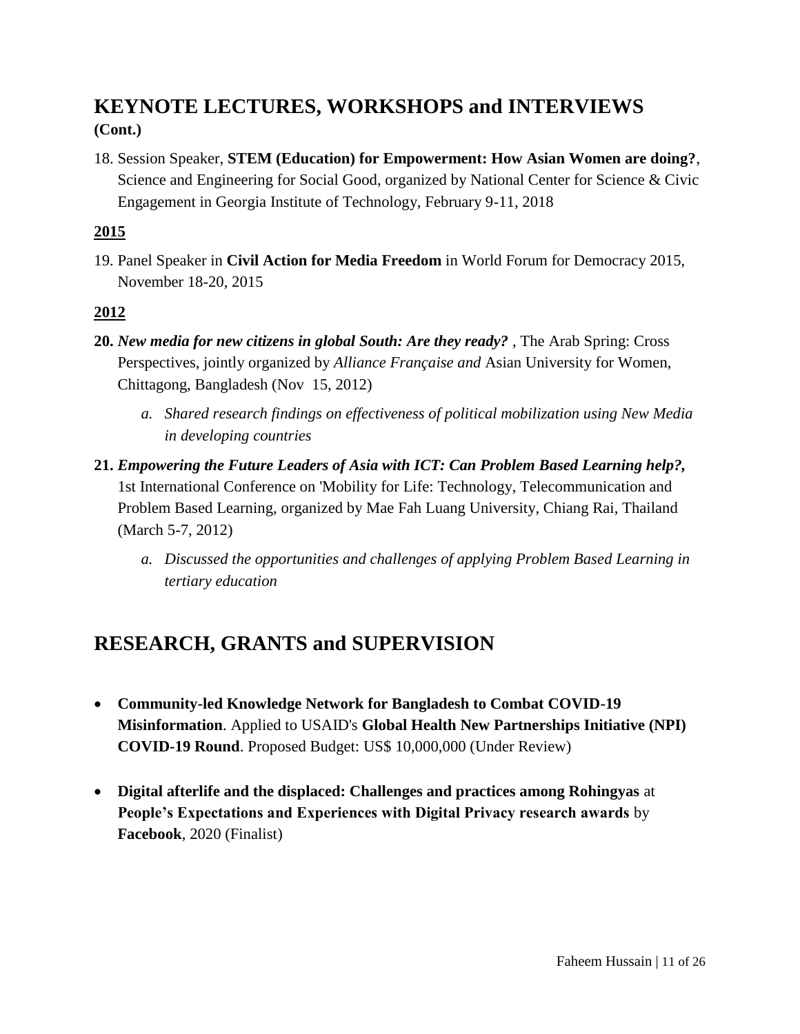## KEYNOTE LECTURES, WORKSHOPS and INTERVIEWS

**(Cont.)**

18. Session Speaker, **STEM (Education) for Empowerment: How Asian Women are doing?**, Science and Engineering for Social Good, organized by National Center for Science & Civic Engagement in Georgia Institute of Technology, February 9-11, 2018

**2015**

19. Panel Speaker in **Civil Action for Media Freedom** in World Forum for Democracy 2015, November 18-20, 2015

**2012**

20. ***New media for new citizens in global South: Are they ready?*** , The Arab Spring: Cross Perspectives, jointly organized by *Alliance Française and* Asian University for Women, Chittagong, Bangladesh (Nov 15, 2012)
    a. *Shared research findings on effectiveness of political mobilization using New Media in developing countries*
21. ***Empowering the Future Leaders of Asia with ICT: Can Problem Based Learning help?,*** 1st International Conference on 'Mobility for Life: Technology, Telecommunication and Problem Based Learning, organized by Mae Fah Luang University, Chiang Rai, Thailand (March 5-7, 2012)
    a. *Discussed the opportunities and challenges of applying Problem Based Learning in tertiary education*

## RESEARCH, GRANTS and SUPERVISION

- **Community-led Knowledge Network for Bangladesh to Combat COVID-19 Misinformation**. Applied to USAID's **Global Health New Partnerships Initiative (NPI) COVID-19 Round**. Proposed Budget: US$ 10,000,000 (Under Review)
- **Digital afterlife and the displaced: Challenges and practices among Rohingyas** at **People's Expectations and Experiences with Digital Privacy research awards** by **Facebook**, 2020 (Finalist)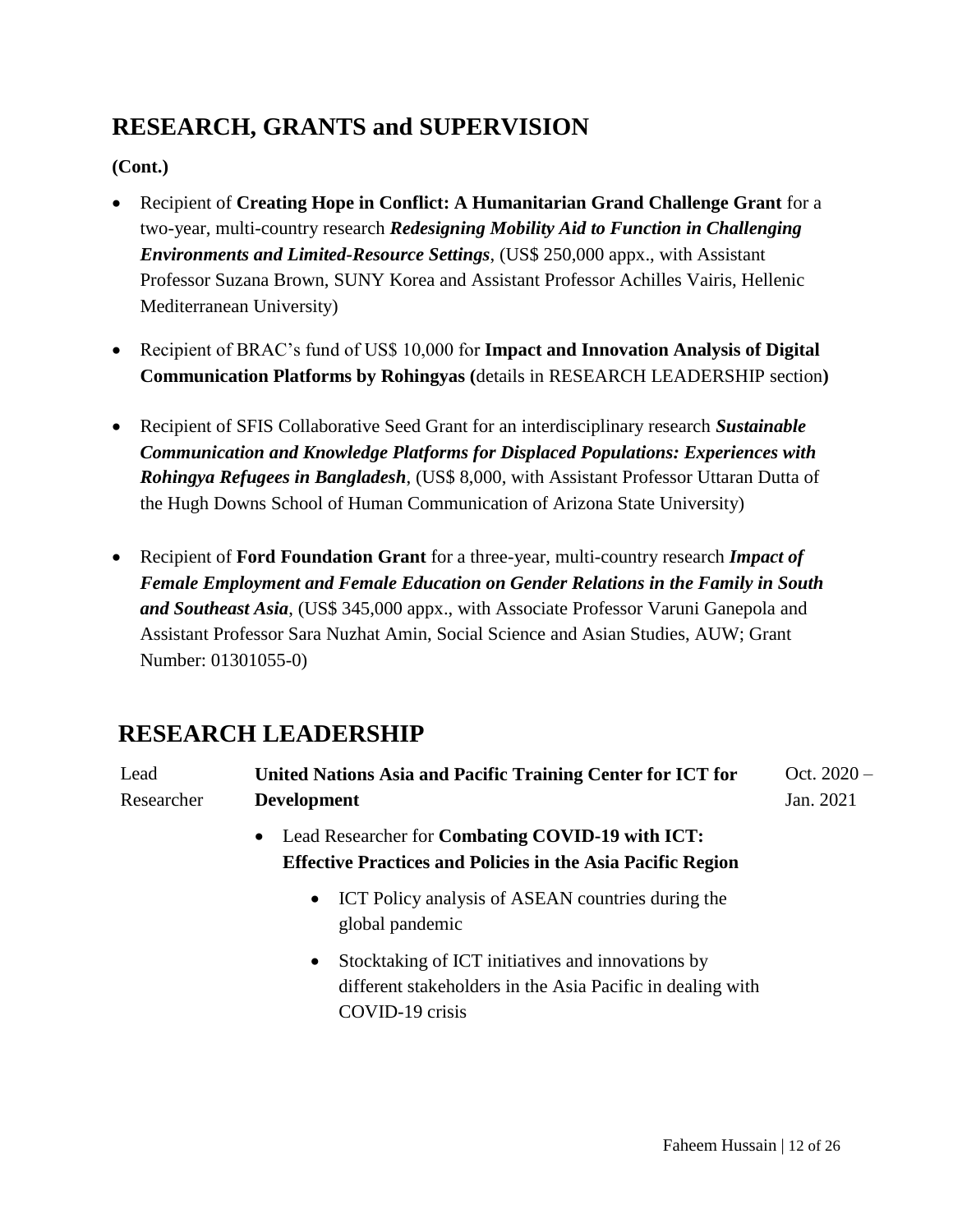## RESEARCH, GRANTS and SUPERVISION

**(Cont.)**

- Recipient of **Creating Hope in Conflict: A Humanitarian Grand Challenge Grant** for a two-year, multi-country research ***Redesigning Mobility Aid to Function in Challenging Environments and Limited-Resource Settings***, (US$ 250,000 appx., with Assistant Professor Suzana Brown, SUNY Korea and Assistant Professor Achilles Vairis, Hellenic Mediterranean University)

- Recipient of BRAC's fund of US$ 10,000 for **Impact and Innovation Analysis of Digital Communication Platforms by Rohingyas (**details in RESEARCH LEADERSHIP section**)**

- Recipient of SFIS Collaborative Seed Grant for an interdisciplinary research ***Sustainable Communication and Knowledge Platforms for Displaced Populations: Experiences with Rohingya Refugees in Bangladesh***, (US$ 8,000, with Assistant Professor Uttaran Dutta of the Hugh Downs School of Human Communication of Arizona State University)

- Recipient of **Ford Foundation Grant** for a three-year, multi-country research ***Impact of Female Employment and Female Education on Gender Relations in the Family in South and Southeast Asia***, (US$ 345,000 appx., with Associate Professor Varuni Ganepola and Assistant Professor Sara Nuzhat Amin, Social Science and Asian Studies, AUW; Grant Number: 01301055-0)

## RESEARCH LEADERSHIP

| Lead Researcher | **United Nations Asia and Pacific Training Center for ICT for Development** | Oct. 2020 – Jan. 2021 |
|---|---|---|

- Lead Researcher for **Combating COVID-19 with ICT: Effective Practices and Policies in the Asia Pacific Region**
  - ICT Policy analysis of ASEAN countries during the global pandemic
  - Stocktaking of ICT initiatives and innovations by different stakeholders in the Asia Pacific in dealing with COVID-19 crisis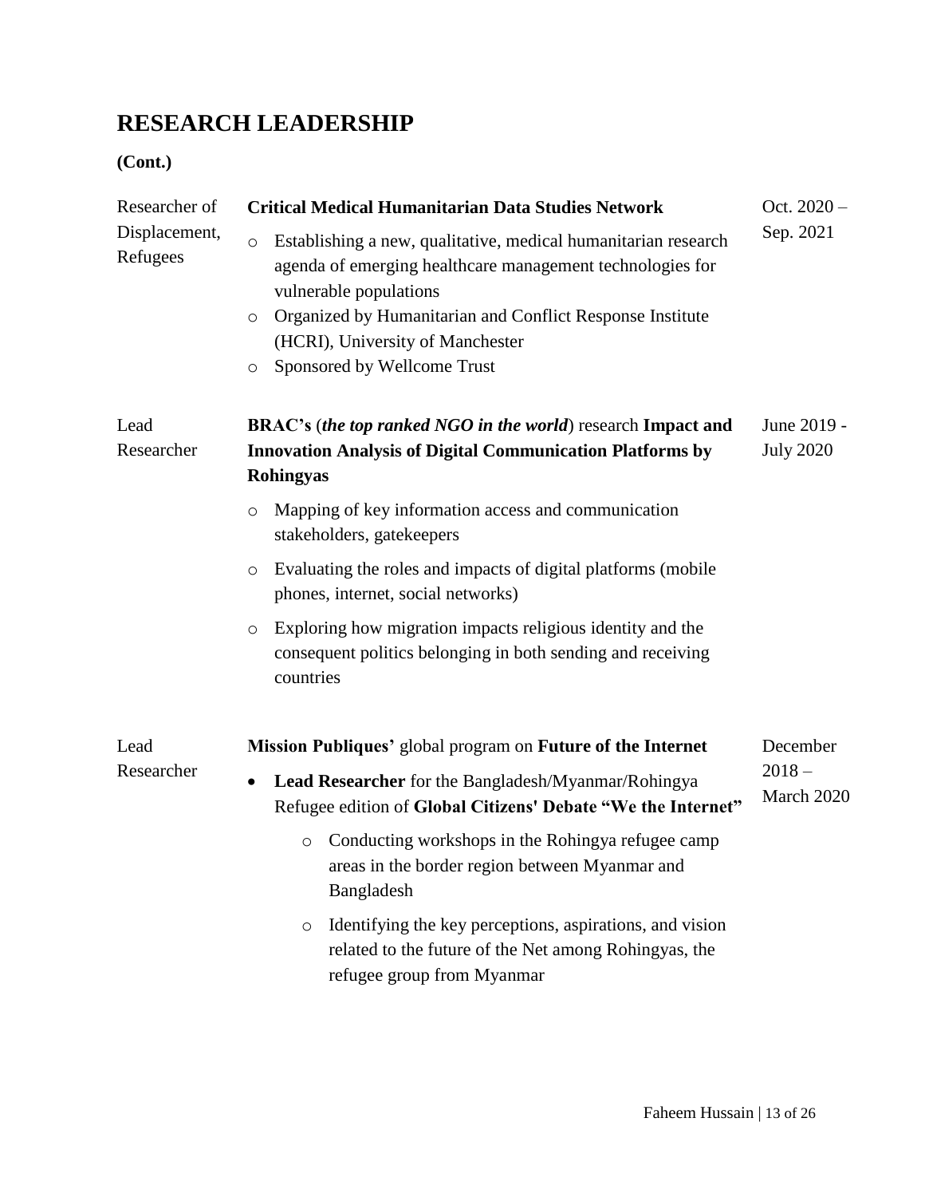## RESEARCH LEADERSHIP

**(Cont.)**

| | | |
|---|---|---|
| Researcher of Displacement, Refugees | **Critical Medical Humanitarian Data Studies Network**<br>- Establishing a new, qualitative, medical humanitarian research agenda of emerging healthcare management technologies for vulnerable populations<br>- Organized by Humanitarian and Conflict Response Institute (HCRI), University of Manchester<br>- Sponsored by Wellcome Trust | Oct. 2020 – Sep. 2021 |
| Lead Researcher | **BRAC's** (***the top ranked NGO in the world***) research **Impact and Innovation Analysis of Digital Communication Platforms by Rohingyas**<br>- Mapping of key information access and communication stakeholders, gatekeepers<br>- Evaluating the roles and impacts of digital platforms (mobile phones, internet, social networks)<br>- Exploring how migration impacts religious identity and the consequent politics belonging in both sending and receiving countries | June 2019 - July 2020 |
| Lead Researcher | **Mission Publiques'** global program on **Future of the Internet**<br>- **Lead Researcher** for the Bangladesh/Myanmar/Rohingya Refugee edition of **Global Citizens' Debate "We the Internet"**<br>  - Conducting workshops in the Rohingya refugee camp areas in the border region between Myanmar and Bangladesh<br>  - Identifying the key perceptions, aspirations, and vision related to the future of the Net among Rohingyas, the refugee group from Myanmar | December 2018 – March 2020 |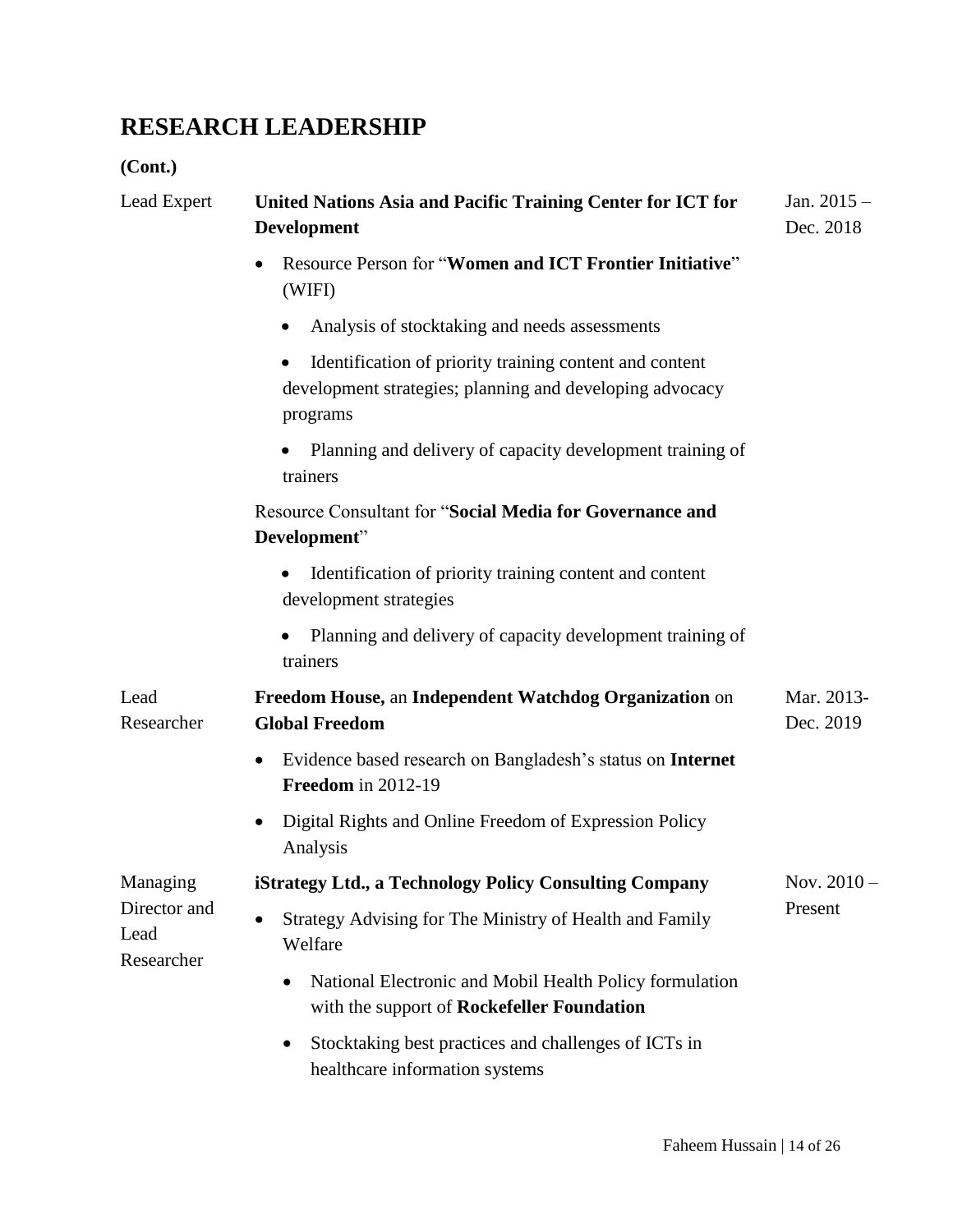## RESEARCH LEADERSHIP

**(Cont.)**

Lead Expert — **United Nations Asia and Pacific Training Center for ICT for Development** — Jan. 2015 – Dec. 2018

- Resource Person for "**Women and ICT Frontier Initiative**" (WIFI)
  - Analysis of stocktaking and needs assessments
  - Identification of priority training content and content development strategies; planning and developing advocacy programs
  - Planning and delivery of capacity development training of trainers

Resource Consultant for "**Social Media for Governance and Development**"

- Identification of priority training content and content development strategies
- Planning and delivery of capacity development training of trainers

Lead Researcher — **Freedom House,** an **Independent Watchdog Organization** on **Global Freedom** — Mar. 2013-Dec. 2019

- Evidence based research on Bangladesh's status on **Internet Freedom** in 2012-19
- Digital Rights and Online Freedom of Expression Policy Analysis

Managing Director and Lead Researcher — **iStrategy Ltd., a Technology Policy Consulting Company** — Nov. 2010 – Present

- Strategy Advising for The Ministry of Health and Family Welfare
  - National Electronic and Mobil Health Policy formulation with the support of **Rockefeller Foundation**
  - Stocktaking best practices and challenges of ICTs in healthcare information systems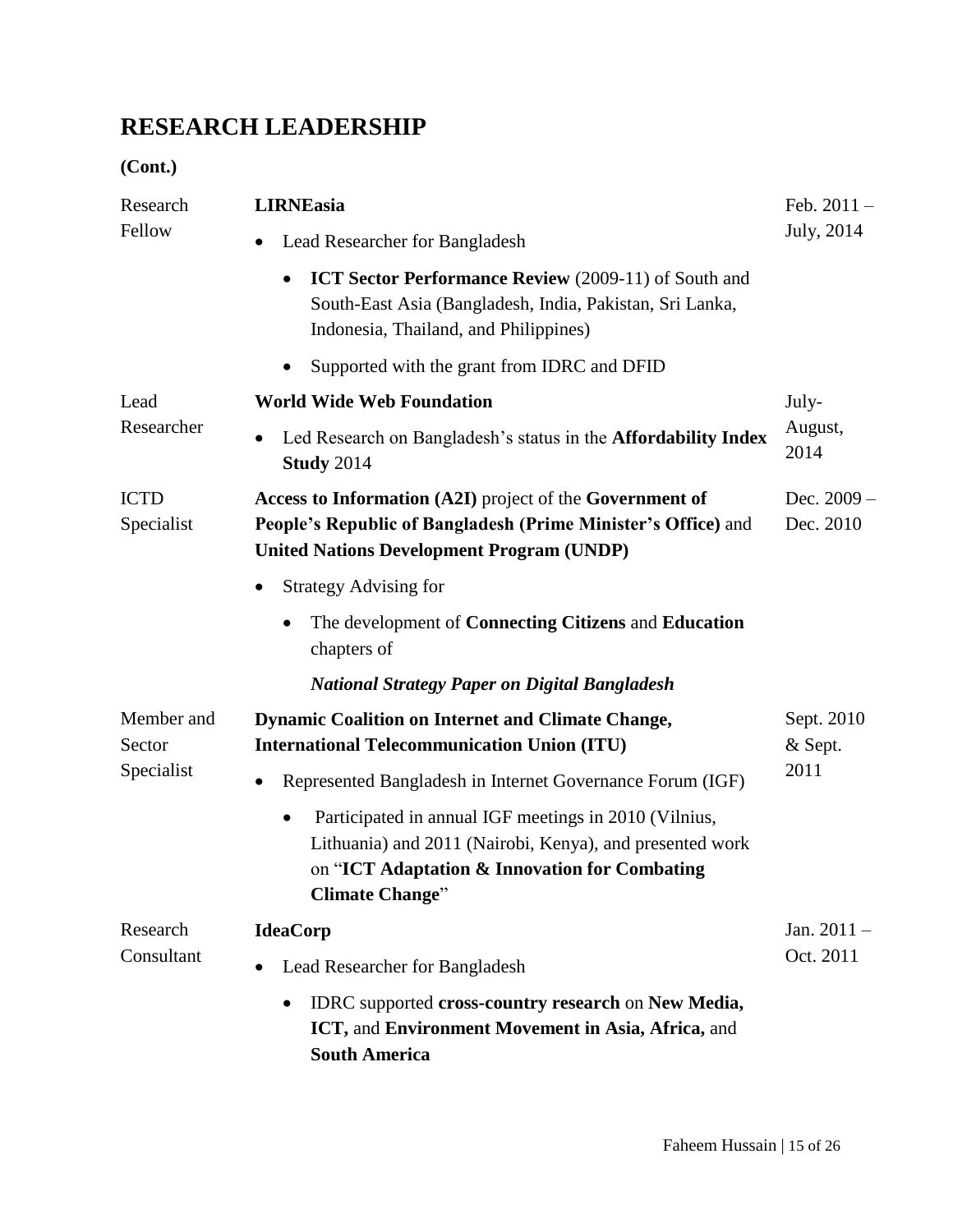# RESEARCH LEADERSHIP

**(Cont.)**

| | | |
|---|---|---|
| Research Fellow | **LIRNEasia**<br>• Lead Researcher for Bangladesh<br>&nbsp;&nbsp;&nbsp;&nbsp;• **ICT Sector Performance Review** (2009-11) of South and South-East Asia (Bangladesh, India, Pakistan, Sri Lanka, Indonesia, Thailand, and Philippines)<br>&nbsp;&nbsp;&nbsp;&nbsp;• Supported with the grant from IDRC and DFID | Feb. 2011 – July, 2014 |
| Lead Researcher | **World Wide Web Foundation**<br>• Led Research on Bangladesh's status in the **Affordability Index Study** 2014 | July-August, 2014 |
| ICTD Specialist | **Access to Information (A2I)** project of the **Government of People's Republic of Bangladesh (Prime Minister's Office)** and **United Nations Development Program (UNDP)**<br>• Strategy Advising for<br>&nbsp;&nbsp;&nbsp;&nbsp;• The development of **Connecting Citizens** and **Education** chapters of<br>&nbsp;&nbsp;&nbsp;&nbsp;***National Strategy Paper on Digital Bangladesh*** | Dec. 2009 – Dec. 2010 |
| Member and Sector Specialist | **Dynamic Coalition on Internet and Climate Change, International Telecommunication Union (ITU)**<br>• Represented Bangladesh in Internet Governance Forum (IGF)<br>&nbsp;&nbsp;&nbsp;&nbsp;• Participated in annual IGF meetings in 2010 (Vilnius, Lithuania) and 2011 (Nairobi, Kenya), and presented work on "**ICT Adaptation & Innovation for Combating Climate Change**" | Sept. 2010 & Sept. 2011 |
| Research Consultant | **IdeaCorp**<br>• Lead Researcher for Bangladesh<br>&nbsp;&nbsp;&nbsp;&nbsp;• IDRC supported **cross-country research** on **New Media, ICT,** and **Environment Movement in Asia, Africa,** and **South America** | Jan. 2011 – Oct. 2011 |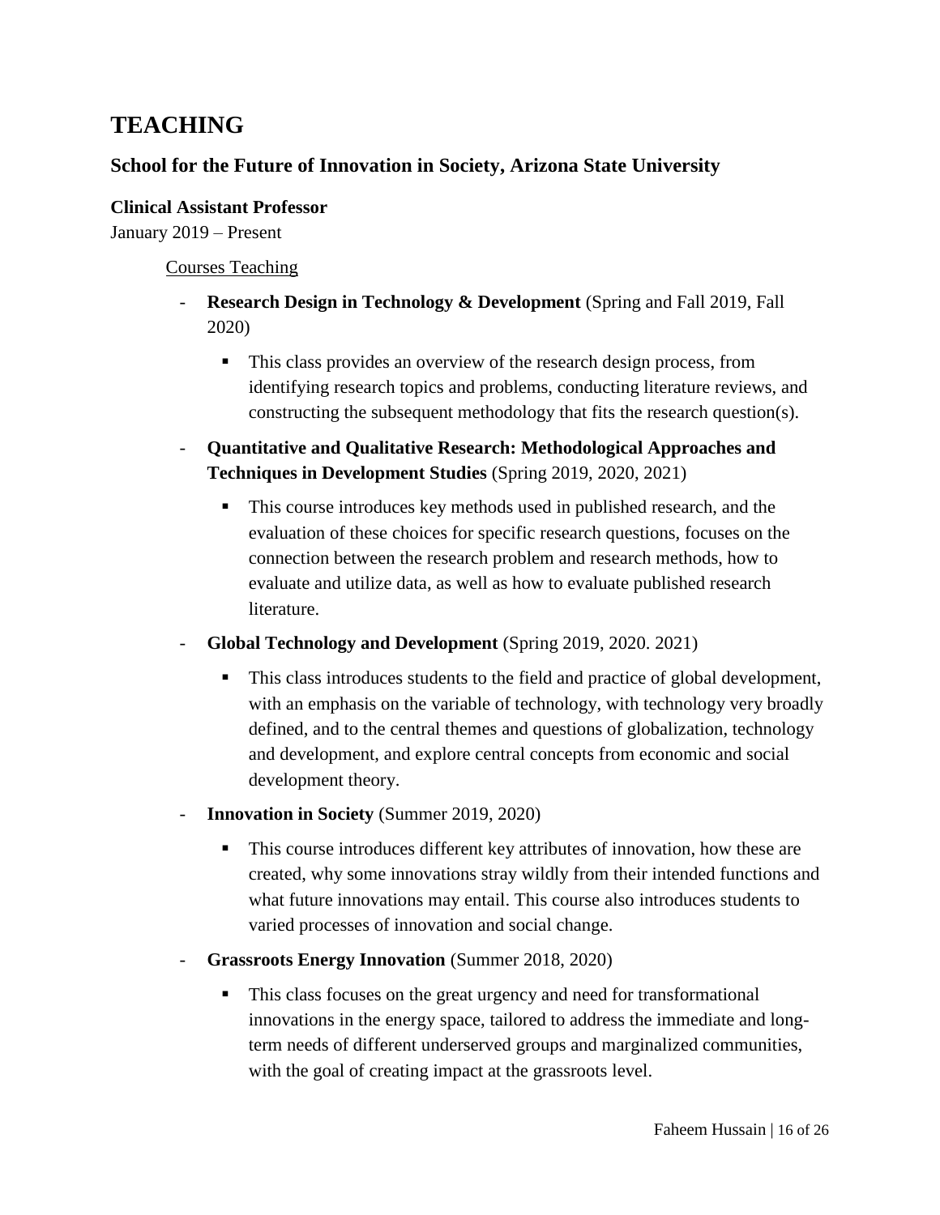# TEACHING

## School for the Future of Innovation in Society, Arizona State University

**Clinical Assistant Professor**
January 2019 – Present

Courses Teaching

- **Research Design in Technology & Development** (Spring and Fall 2019, Fall 2020)
    - This class provides an overview of the research design process, from identifying research topics and problems, conducting literature reviews, and constructing the subsequent methodology that fits the research question(s).
- **Quantitative and Qualitative Research: Methodological Approaches and Techniques in Development Studies** (Spring 2019, 2020, 2021)
    - This course introduces key methods used in published research, and the evaluation of these choices for specific research questions, focuses on the connection between the research problem and research methods, how to evaluate and utilize data, as well as how to evaluate published research literature.
- **Global Technology and Development** (Spring 2019, 2020. 2021)
    - This class introduces students to the field and practice of global development, with an emphasis on the variable of technology, with technology very broadly defined, and to the central themes and questions of globalization, technology and development, and explore central concepts from economic and social development theory.
- **Innovation in Society** (Summer 2019, 2020)
    - This course introduces different key attributes of innovation, how these are created, why some innovations stray wildly from their intended functions and what future innovations may entail. This course also introduces students to varied processes of innovation and social change.
- **Grassroots Energy Innovation** (Summer 2018, 2020)
    - This class focuses on the great urgency and need for transformational innovations in the energy space, tailored to address the immediate and long-term needs of different underserved groups and marginalized communities, with the goal of creating impact at the grassroots level.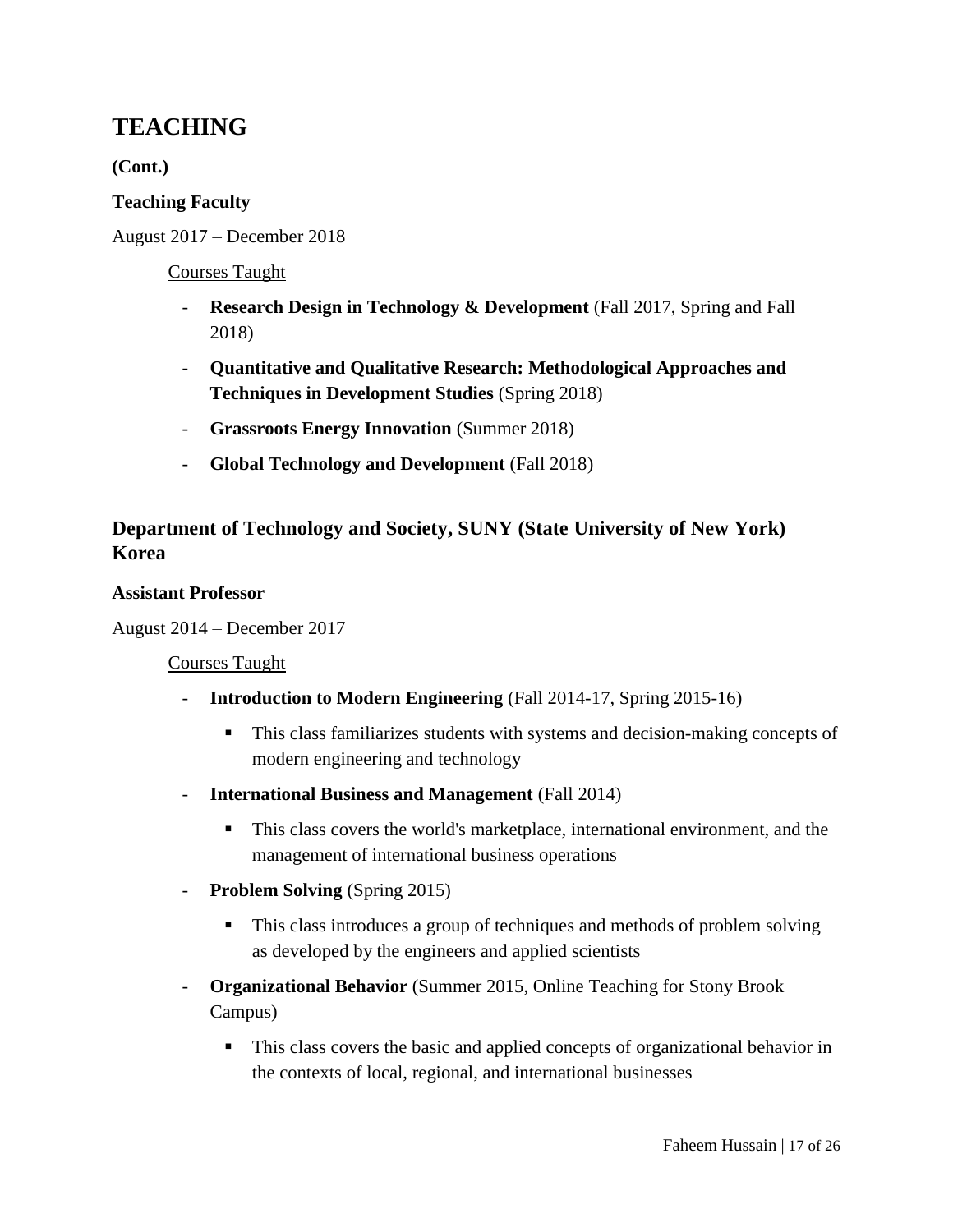# TEACHING

**(Cont.)**

**Teaching Faculty**

August 2017 – December 2018

Courses Taught

- **Research Design in Technology & Development** (Fall 2017, Spring and Fall 2018)
- **Quantitative and Qualitative Research: Methodological Approaches and Techniques in Development Studies** (Spring 2018)
- **Grassroots Energy Innovation** (Summer 2018)
- **Global Technology and Development** (Fall 2018)

## Department of Technology and Society, SUNY (State University of New York) Korea

**Assistant Professor**

August 2014 – December 2017

Courses Taught

- **Introduction to Modern Engineering** (Fall 2014-17, Spring 2015-16)
  - This class familiarizes students with systems and decision-making concepts of modern engineering and technology
- **International Business and Management** (Fall 2014)
  - This class covers the world's marketplace, international environment, and the management of international business operations
- **Problem Solving** (Spring 2015)
  - This class introduces a group of techniques and methods of problem solving as developed by the engineers and applied scientists
- **Organizational Behavior** (Summer 2015, Online Teaching for Stony Brook Campus)
  - This class covers the basic and applied concepts of organizational behavior in the contexts of local, regional, and international businesses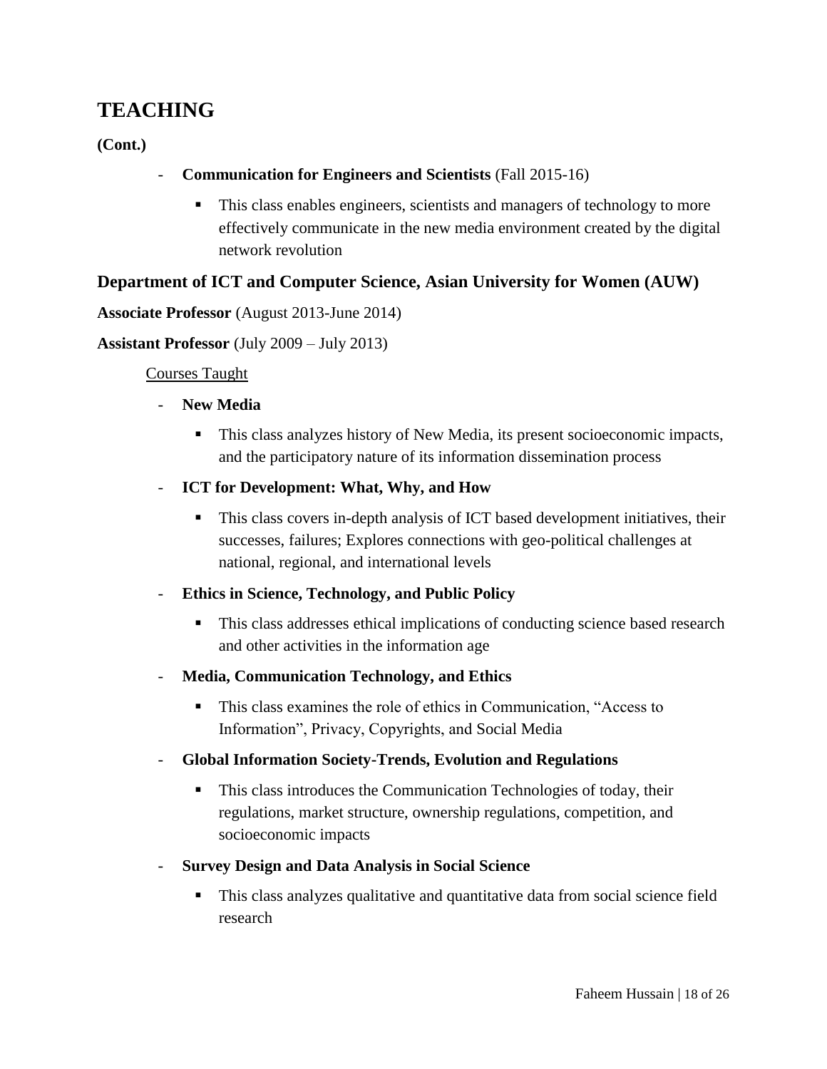# TEACHING

**(Cont.)**

- **Communication for Engineers and Scientists** (Fall 2015-16)
    - This class enables engineers, scientists and managers of technology to more effectively communicate in the new media environment created by the digital network revolution

## Department of ICT and Computer Science, Asian University for Women (AUW)

**Associate Professor** (August 2013-June 2014)

**Assistant Professor** (July 2009 – July 2013)

Courses Taught

- **New Media**
    - This class analyzes history of New Media, its present socioeconomic impacts, and the participatory nature of its information dissemination process
- **ICT for Development: What, Why, and How**
    - This class covers in-depth analysis of ICT based development initiatives, their successes, failures; Explores connections with geo-political challenges at national, regional, and international levels
- **Ethics in Science, Technology, and Public Policy**
    - This class addresses ethical implications of conducting science based research and other activities in the information age
- **Media, Communication Technology, and Ethics**
    - This class examines the role of ethics in Communication, "Access to Information", Privacy, Copyrights, and Social Media
- **Global Information Society-Trends, Evolution and Regulations**
    - This class introduces the Communication Technologies of today, their regulations, market structure, ownership regulations, competition, and socioeconomic impacts
- **Survey Design and Data Analysis in Social Science**
    - This class analyzes qualitative and quantitative data from social science field research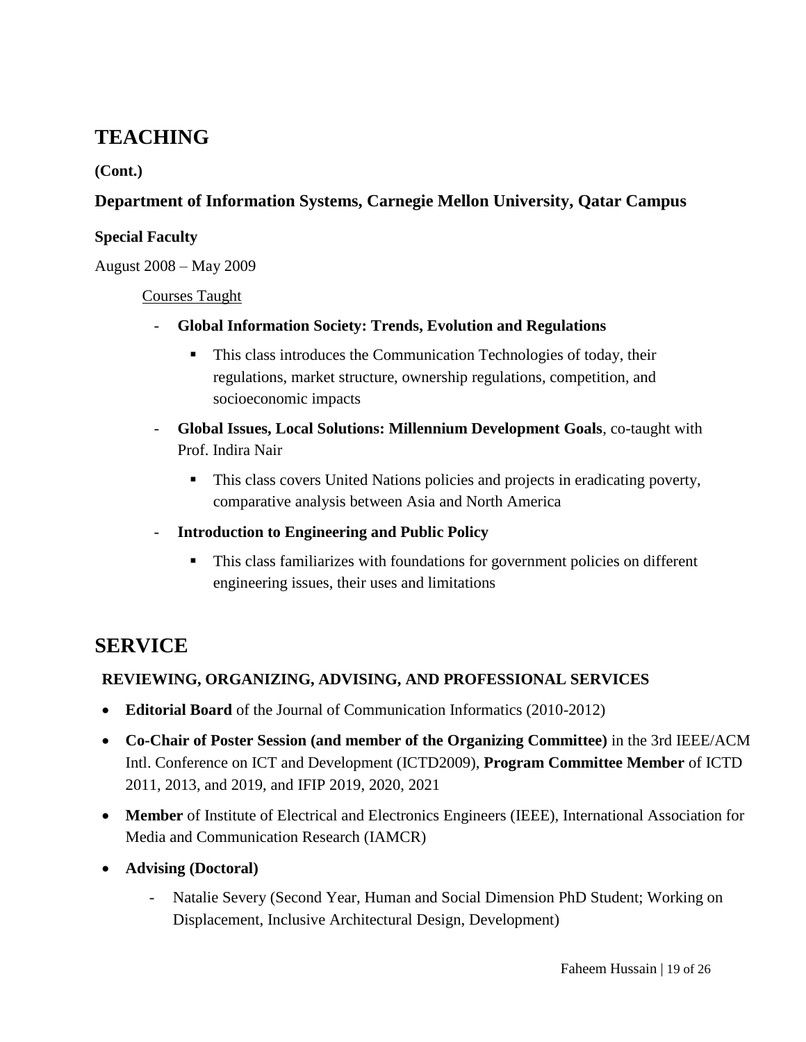# TEACHING

**(Cont.)**

### Department of Information Systems, Carnegie Mellon University, Qatar Campus

**Special Faculty**

August 2008 – May 2009

Courses Taught

- **Global Information Society: Trends, Evolution and Regulations**
    - This class introduces the Communication Technologies of today, their regulations, market structure, ownership regulations, competition, and socioeconomic impacts
- **Global Issues, Local Solutions: Millennium Development Goals**, co-taught with Prof. Indira Nair
    - This class covers United Nations policies and projects in eradicating poverty, comparative analysis between Asia and North America
- **Introduction to Engineering and Public Policy**
    - This class familiarizes with foundations for government policies on different engineering issues, their uses and limitations

# SERVICE

### REVIEWING, ORGANIZING, ADVISING, AND PROFESSIONAL SERVICES

- **Editorial Board** of the Journal of Communication Informatics (2010-2012)
- **Co-Chair of Poster Session (and member of the Organizing Committee)** in the 3rd IEEE/ACM Intl. Conference on ICT and Development (ICTD2009), **Program Committee Member** of ICTD 2011, 2013, and 2019, and IFIP 2019, 2020, 2021
- **Member** of Institute of Electrical and Electronics Engineers (IEEE), International Association for Media and Communication Research (IAMCR)
- **Advising (Doctoral)**
    - Natalie Severy (Second Year, Human and Social Dimension PhD Student; Working on Displacement, Inclusive Architectural Design, Development)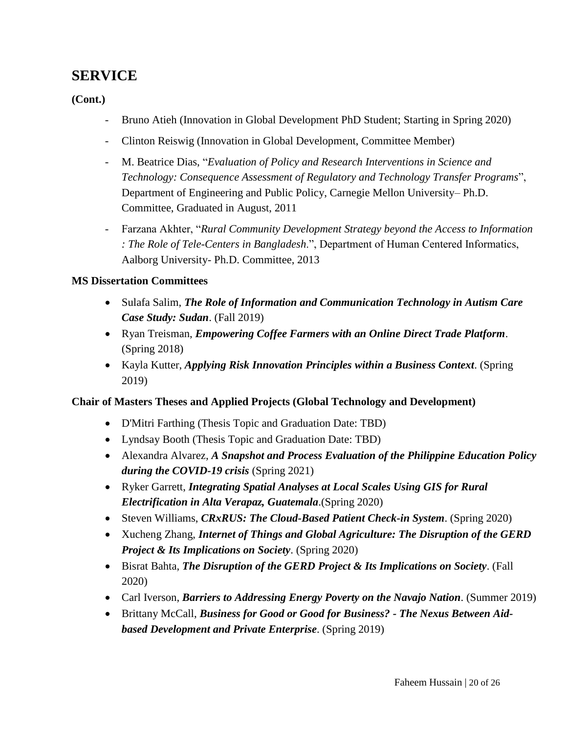## SERVICE

**(Cont.)**

- Bruno Atieh (Innovation in Global Development PhD Student; Starting in Spring 2020)
- Clinton Reiswig (Innovation in Global Development, Committee Member)
- M. Beatrice Dias, "*Evaluation of Policy and Research Interventions in Science and Technology: Consequence Assessment of Regulatory and Technology Transfer Programs*", Department of Engineering and Public Policy, Carnegie Mellon University– Ph.D. Committee, Graduated in August, 2011
- Farzana Akhter, "*Rural Community Development Strategy beyond the Access to Information : The Role of Tele-Centers in Bangladesh*.", Department of Human Centered Informatics, Aalborg University- Ph.D. Committee, 2013

**MS Dissertation Committees**

- Sulafa Salim, ***The Role of Information and Communication Technology in Autism Care Case Study: Sudan***. (Fall 2019)
- Ryan Treisman, ***Empowering Coffee Farmers with an Online Direct Trade Platform***. (Spring 2018)
- Kayla Kutter, ***Applying Risk Innovation Principles within a Business Context***. (Spring 2019)

**Chair of Masters Theses and Applied Projects (Global Technology and Development)**

- D'Mitri Farthing (Thesis Topic and Graduation Date: TBD)
- Lyndsay Booth (Thesis Topic and Graduation Date: TBD)
- Alexandra Alvarez, ***A Snapshot and Process Evaluation of the Philippine Education Policy during the COVID-19 crisis*** (Spring 2021)
- Ryker Garrett, ***Integrating Spatial Analyses at Local Scales Using GIS for Rural Electrification in Alta Verapaz, Guatemala***.(Spring 2020)
- Steven Williams, ***CRxRUS: The Cloud-Based Patient Check-in System***. (Spring 2020)
- Xucheng Zhang, ***Internet of Things and Global Agriculture: The Disruption of the GERD Project & Its Implications on Society***. (Spring 2020)
- Bisrat Bahta, ***The Disruption of the GERD Project & Its Implications on Society***. (Fall 2020)
- Carl Iverson, ***Barriers to Addressing Energy Poverty on the Navajo Nation***. (Summer 2019)
- Brittany McCall, ***Business for Good or Good for Business? - The Nexus Between Aid-based Development and Private Enterprise***. (Spring 2019)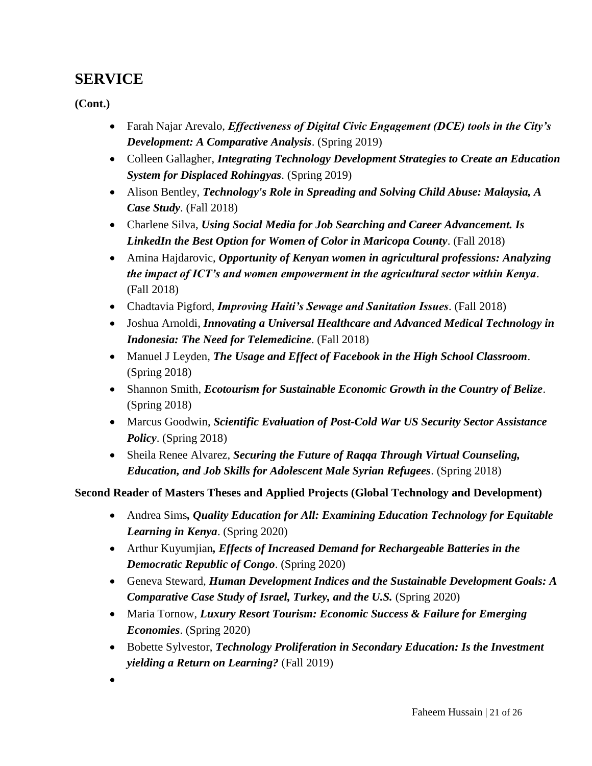## SERVICE

**(Cont.)**

- Farah Najar Arevalo, ***Effectiveness of Digital Civic Engagement (DCE) tools in the City's Development: A Comparative Analysis***. (Spring 2019)
- Colleen Gallagher, ***Integrating Technology Development Strategies to Create an Education System for Displaced Rohingyas***. (Spring 2019)
- Alison Bentley, ***Technology's Role in Spreading and Solving Child Abuse: Malaysia, A Case Study***. (Fall 2018)
- Charlene Silva, ***Using Social Media for Job Searching and Career Advancement. Is LinkedIn the Best Option for Women of Color in Maricopa County***. (Fall 2018)
- Amina Hajdarovic, ***Opportunity of Kenyan women in agricultural professions: Analyzing the impact of ICT's and women empowerment in the agricultural sector within Kenya***. (Fall 2018)
- Chadtavia Pigford, ***Improving Haiti's Sewage and Sanitation Issues***. (Fall 2018)
- Joshua Arnoldi, ***Innovating a Universal Healthcare and Advanced Medical Technology in Indonesia: The Need for Telemedicine***. (Fall 2018)
- Manuel J Leyden, ***The Usage and Effect of Facebook in the High School Classroom***. (Spring 2018)
- Shannon Smith, ***Ecotourism for Sustainable Economic Growth in the Country of Belize***. (Spring 2018)
- Marcus Goodwin, ***Scientific Evaluation of Post-Cold War US Security Sector Assistance Policy***. (Spring 2018)
- Sheila Renee Alvarez, ***Securing the Future of Raqqa Through Virtual Counseling, Education, and Job Skills for Adolescent Male Syrian Refugees***. (Spring 2018)

**Second Reader of Masters Theses and Applied Projects (Global Technology and Development)**

- Andrea Sims***, Quality Education for All: Examining Education Technology for Equitable Learning in Kenya***. (Spring 2020)
- Arthur Kuyumjian***, Effects of Increased Demand for Rechargeable Batteries in the Democratic Republic of Congo***. (Spring 2020)
- Geneva Steward, ***Human Development Indices and the Sustainable Development Goals: A Comparative Case Study of Israel, Turkey, and the U.S.*** (Spring 2020)
- Maria Tornow, ***Luxury Resort Tourism: Economic Success & Failure for Emerging Economies***. (Spring 2020)
- Bobette Sylvestor, ***Technology Proliferation in Secondary Education: Is the Investment yielding a Return on Learning?*** (Fall 2019)
-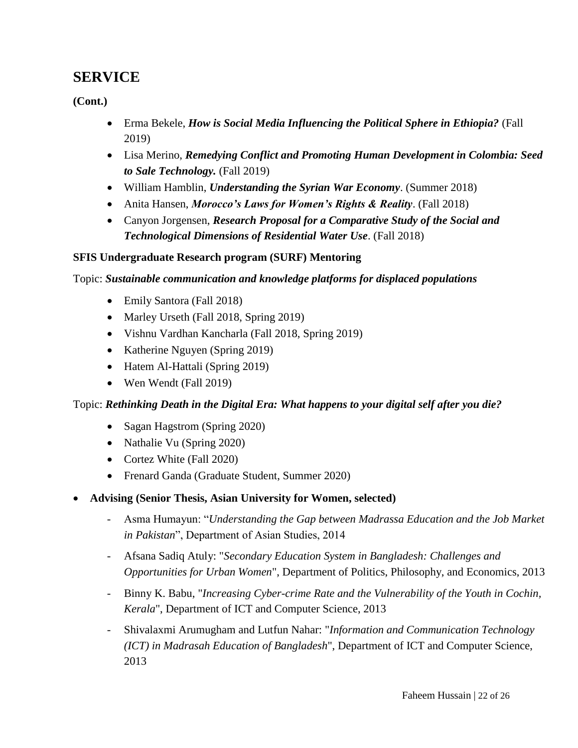## SERVICE

**(Cont.)**

- Erma Bekele, ***How is Social Media Influencing the Political Sphere in Ethiopia?*** (Fall 2019)
- Lisa Merino, ***Remedying Conflict and Promoting Human Development in Colombia: Seed to Sale Technology.*** (Fall 2019)
- William Hamblin, ***Understanding the Syrian War Economy***. (Summer 2018)
- Anita Hansen, ***Morocco's Laws for Women's Rights & Reality***. (Fall 2018)
- Canyon Jorgensen, ***Research Proposal for a Comparative Study of the Social and Technological Dimensions of Residential Water Use***. (Fall 2018)

**SFIS Undergraduate Research program (SURF) Mentoring**

Topic: ***Sustainable communication and knowledge platforms for displaced populations***

- Emily Santora (Fall 2018)
- Marley Urseth (Fall 2018, Spring 2019)
- Vishnu Vardhan Kancharla (Fall 2018, Spring 2019)
- Katherine Nguyen (Spring 2019)
- Hatem Al-Hattali (Spring 2019)
- Wen Wendt (Fall 2019)

Topic: ***Rethinking Death in the Digital Era: What happens to your digital self after you die?***

- Sagan Hagstrom (Spring 2020)
- Nathalie Vu (Spring 2020)
- Cortez White (Fall 2020)
- Frenard Ganda (Graduate Student, Summer 2020)

- **Advising (Senior Thesis, Asian University for Women, selected)**
  - Asma Humayun: "*Understanding the Gap between Madrassa Education and the Job Market in Pakistan*", Department of Asian Studies, 2014
  - Afsana Sadiq Atuly: "*Secondary Education System in Bangladesh: Challenges and Opportunities for Urban Women*", Department of Politics, Philosophy, and Economics, 2013
  - Binny K. Babu, "*Increasing Cyber-crime Rate and the Vulnerability of the Youth in Cochin, Kerala*", Department of ICT and Computer Science, 2013
  - Shivalaxmi Arumugham and Lutfun Nahar: "*Information and Communication Technology (ICT) in Madrasah Education of Bangladesh*", Department of ICT and Computer Science, 2013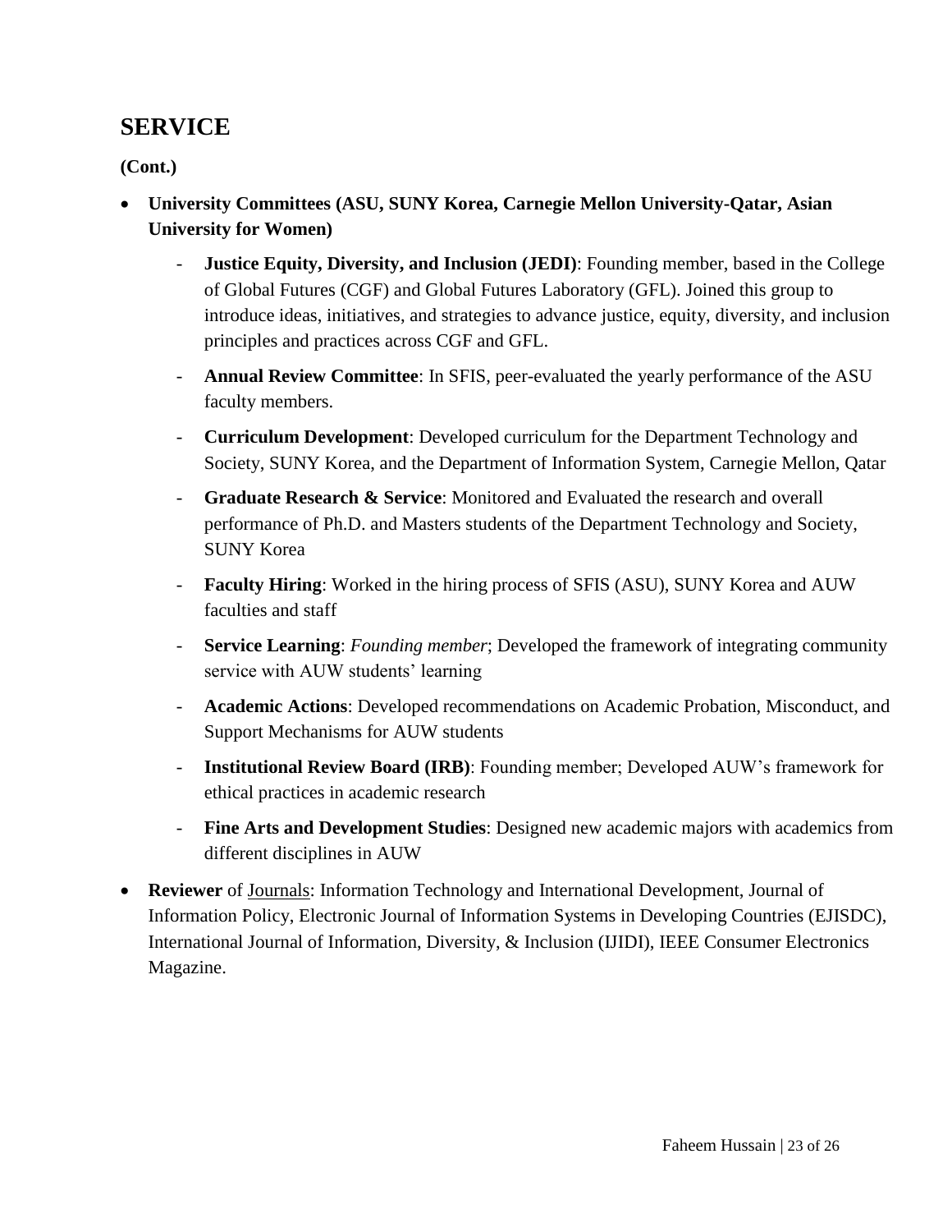## SERVICE

**(Cont.)**

- **University Committees (ASU, SUNY Korea, Carnegie Mellon University-Qatar, Asian University for Women)**
    - **Justice Equity, Diversity, and Inclusion (JEDI)**: Founding member, based in the College of Global Futures (CGF) and Global Futures Laboratory (GFL). Joined this group to introduce ideas, initiatives, and strategies to advance justice, equity, diversity, and inclusion principles and practices across CGF and GFL.
    - **Annual Review Committee**: In SFIS, peer-evaluated the yearly performance of the ASU faculty members.
    - **Curriculum Development**: Developed curriculum for the Department Technology and Society, SUNY Korea, and the Department of Information System, Carnegie Mellon, Qatar
    - **Graduate Research & Service**: Monitored and Evaluated the research and overall performance of Ph.D. and Masters students of the Department Technology and Society, SUNY Korea
    - **Faculty Hiring**: Worked in the hiring process of SFIS (ASU), SUNY Korea and AUW faculties and staff
    - **Service Learning**: *Founding member*; Developed the framework of integrating community service with AUW students' learning
    - **Academic Actions**: Developed recommendations on Academic Probation, Misconduct, and Support Mechanisms for AUW students
    - **Institutional Review Board (IRB)**: Founding member; Developed AUW's framework for ethical practices in academic research
    - **Fine Arts and Development Studies**: Designed new academic majors with academics from different disciplines in AUW
- **Reviewer** of Journals: Information Technology and International Development, Journal of Information Policy, Electronic Journal of Information Systems in Developing Countries (EJISDC), International Journal of Information, Diversity, & Inclusion (IJIDI), IEEE Consumer Electronics Magazine.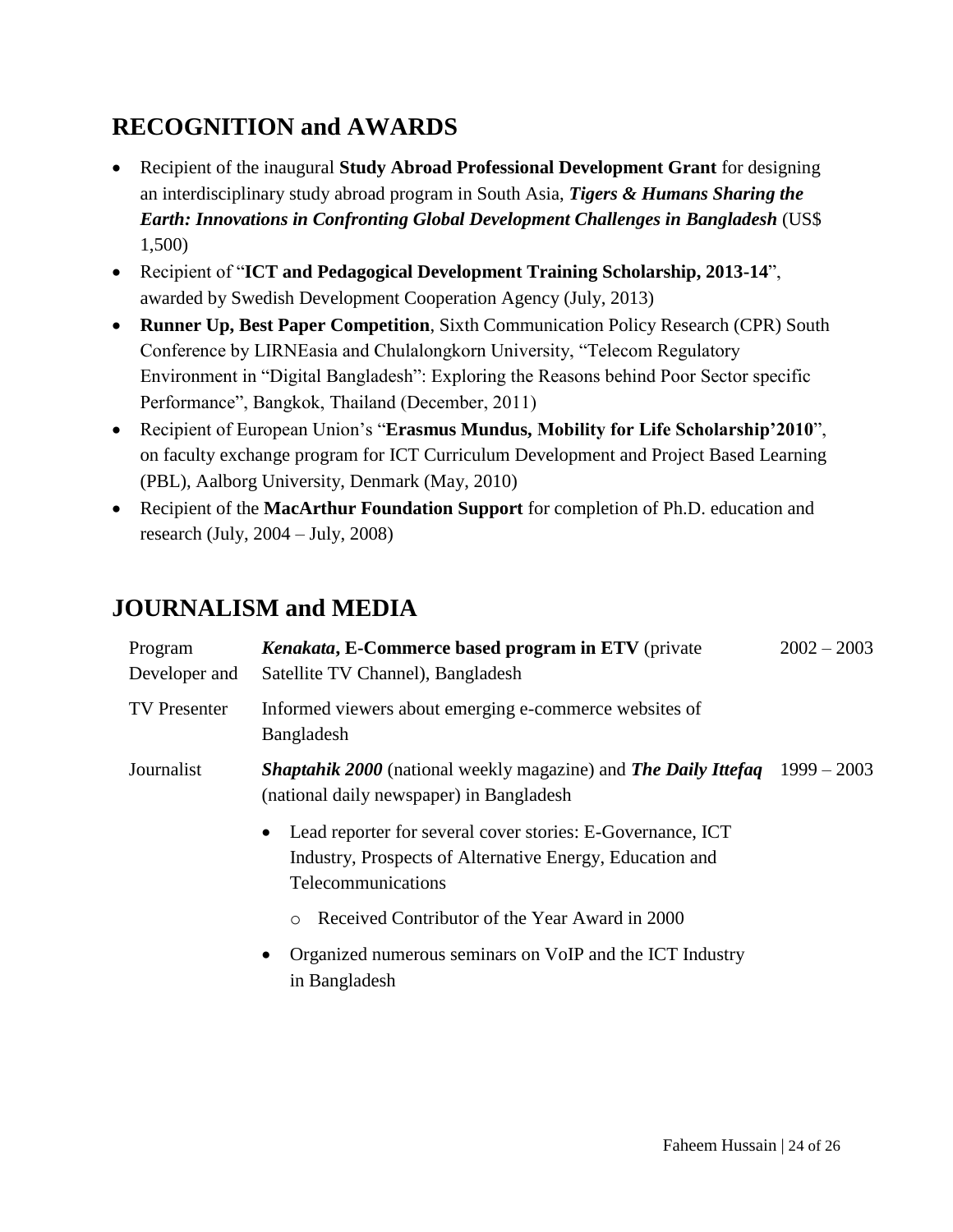## RECOGNITION and AWARDS

- Recipient of the inaugural **Study Abroad Professional Development Grant** for designing an interdisciplinary study abroad program in South Asia, ***Tigers & Humans Sharing the Earth: Innovations in Confronting Global Development Challenges in Bangladesh*** (US$ 1,500)
- Recipient of "**ICT and Pedagogical Development Training Scholarship, 2013-14**", awarded by Swedish Development Cooperation Agency (July, 2013)
- **Runner Up, Best Paper Competition**, Sixth Communication Policy Research (CPR) South Conference by LIRNEasia and Chulalongkorn University, "Telecom Regulatory Environment in "Digital Bangladesh": Exploring the Reasons behind Poor Sector specific Performance", Bangkok, Thailand (December, 2011)
- Recipient of European Union's "**Erasmus Mundus, Mobility for Life Scholarship'2010**", on faculty exchange program for ICT Curriculum Development and Project Based Learning (PBL), Aalborg University, Denmark (May, 2010)
- Recipient of the **MacArthur Foundation Support** for completion of Ph.D. education and research (July, 2004 – July, 2008)

## JOURNALISM and MEDIA

Program Developer and TV Presenter — ***Kenakata*, E-Commerce based program in ETV** (private Satellite TV Channel), Bangladesh — 2002 – 2003

Informed viewers about emerging e-commerce websites of Bangladesh

Journalist — ***Shaptahik 2000*** (national weekly magazine) and ***The Daily Ittefaq*** (national daily newspaper) in Bangladesh — 1999 – 2003

- Lead reporter for several cover stories: E-Governance, ICT Industry, Prospects of Alternative Energy, Education and Telecommunications
  - Received Contributor of the Year Award in 2000
- Organized numerous seminars on VoIP and the ICT Industry in Bangladesh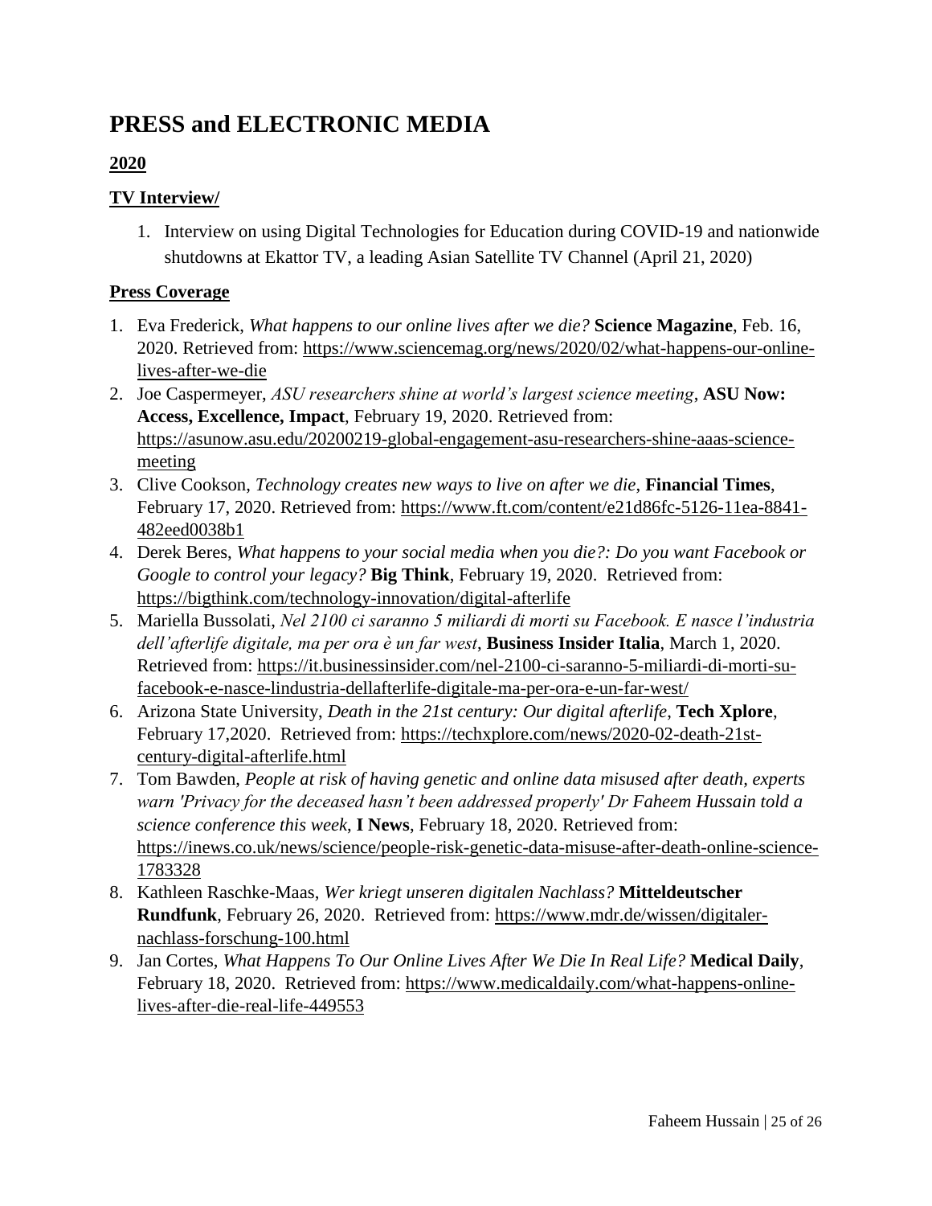# PRESS and ELECTRONIC MEDIA

## 2020

### TV Interview/

1. Interview on using Digital Technologies for Education during COVID-19 and nationwide shutdowns at Ekattor TV, a leading Asian Satellite TV Channel (April 21, 2020)

### Press Coverage

1. Eva Frederick, *What happens to our online lives after we die?* **Science Magazine**, Feb. 16, 2020. Retrieved from: https://www.sciencemag.org/news/2020/02/what-happens-our-online-lives-after-we-die
2. Joe Caspermeyer, *ASU researchers shine at world's largest science meeting*, **ASU Now: Access, Excellence, Impact**, February 19, 2020. Retrieved from: https://asunow.asu.edu/20200219-global-engagement-asu-researchers-shine-aaas-science-meeting
3. Clive Cookson, *Technology creates new ways to live on after we die*, **Financial Times**, February 17, 2020. Retrieved from: https://www.ft.com/content/e21d86fc-5126-11ea-8841-482eed0038b1
4. Derek Beres, *What happens to your social media when you die?: Do you want Facebook or Google to control your legacy?* **Big Think**, February 19, 2020. Retrieved from: https://bigthink.com/technology-innovation/digital-afterlife
5. Mariella Bussolati, *Nel 2100 ci saranno 5 miliardi di morti su Facebook. E nasce l'industria dell'afterlife digitale, ma per ora è un far west*, **Business Insider Italia**, March 1, 2020. Retrieved from: https://it.businessinsider.com/nel-2100-ci-saranno-5-miliardi-di-morti-su-facebook-e-nasce-lindustria-dellafterlife-digitale-ma-per-ora-e-un-far-west/
6. Arizona State University, *Death in the 21st century: Our digital afterlife*, **Tech Xplore**, February 17,2020. Retrieved from: https://techxplore.com/news/2020-02-death-21st-century-digital-afterlife.html
7. Tom Bawden, *People at risk of having genetic and online data misused after death, experts warn 'Privacy for the deceased hasn't been addressed properly' Dr Faheem Hussain told a science conference this week*, **I News**, February 18, 2020. Retrieved from: https://inews.co.uk/news/science/people-risk-genetic-data-misuse-after-death-online-science-1783328
8. Kathleen Raschke-Maas, *Wer kriegt unseren digitalen Nachlass?* **Mitteldeutscher Rundfunk**, February 26, 2020. Retrieved from: https://www.mdr.de/wissen/digitaler-nachlass-forschung-100.html
9. Jan Cortes, *What Happens To Our Online Lives After We Die In Real Life?* **Medical Daily**, February 18, 2020. Retrieved from: https://www.medicaldaily.com/what-happens-online-lives-after-die-real-life-449553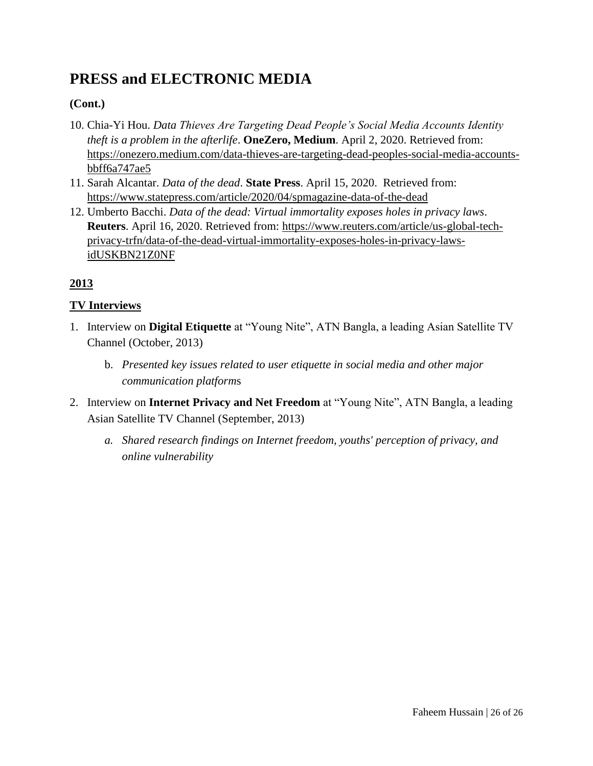# PRESS and ELECTRONIC MEDIA

**(Cont.)**

10. Chia-Yi Hou. *Data Thieves Are Targeting Dead People's Social Media Accounts Identity theft is a problem in the afterlife*. **OneZero, Medium**. April 2, 2020. Retrieved from: https://onezero.medium.com/data-thieves-are-targeting-dead-peoples-social-media-accounts-bbff6a747ae5
11. Sarah Alcantar. *Data of the dead*. **State Press**. April 15, 2020. Retrieved from: https://www.statepress.com/article/2020/04/spmagazine-data-of-the-dead
12. Umberto Bacchi. *Data of the dead: Virtual immortality exposes holes in privacy laws*. **Reuters**. April 16, 2020. Retrieved from: https://www.reuters.com/article/us-global-tech-privacy-trfn/data-of-the-dead-virtual-immortality-exposes-holes-in-privacy-laws-idUSKBN21Z0NF

## 2013

### TV Interviews

1. Interview on **Digital Etiquette** at "Young Nite", ATN Bangla, a leading Asian Satellite TV Channel (October, 2013)
   b. *Presented key issues related to user etiquette in social media and other major communication platforms*
2. Interview on **Internet Privacy and Net Freedom** at "Young Nite", ATN Bangla, a leading Asian Satellite TV Channel (September, 2013)
   a. *Shared research findings on Internet freedom, youths' perception of privacy, and online vulnerability*